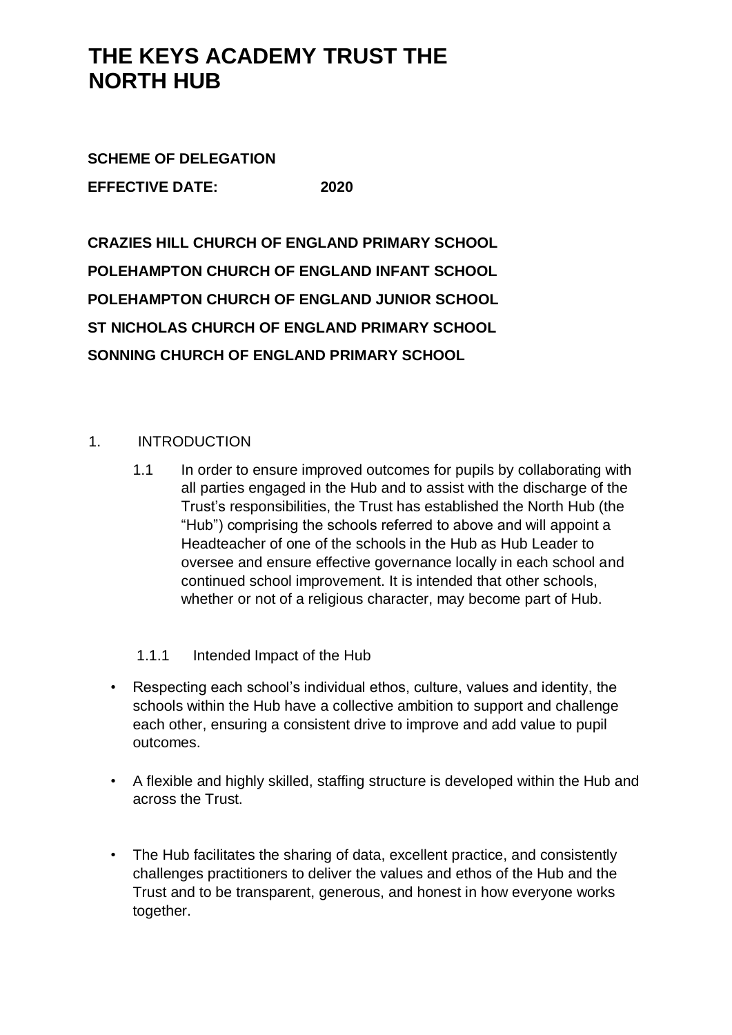# THE KEYS ACADEMY TRUST THE NORTH HUB

**SCHEME OF DELEGATION**

**EFFECTIVE DATE: 2020**

**CRAZIES HILL CHURCH OF ENGLAND PRIMARY SCHOOL**

**POLEHAMPTON CHURCH OF ENGLAND INFANT SCHOOL**

**POLEHAMPTON CHURCH OF ENGLAND JUNIOR SCHOOL**

**ST NICHOLAS CHURCH OF ENGLAND PRIMARY SCHOOL**

**SONNING CHURCH OF ENGLAND PRIMARY SCHOOL**

1. INTRODUCTION

   1.1 In order to ensure improved outcomes for pupils by collaborating with all parties engaged in the Hub and to assist with the discharge of the Trust's responsibilities, the Trust has established the North Hub (the "Hub") comprising the schools referred to above and will appoint a Headteacher of one of the schools in the Hub as Hub Leader to oversee and ensure effective governance locally in each school and continued school improvement. It is intended that other schools, whether or not of a religious character, may become part of Hub.

   1.1.1 Intended Impact of the Hub

- Respecting each school's individual ethos, culture, values and identity, the schools within the Hub have a collective ambition to support and challenge each other, ensuring a consistent drive to improve and add value to pupil outcomes.
- A flexible and highly skilled, staffing structure is developed within the Hub and across the Trust.
- The Hub facilitates the sharing of data, excellent practice, and consistently challenges practitioners to deliver the values and ethos of the Hub and the Trust and to be transparent, generous, and honest in how everyone works together.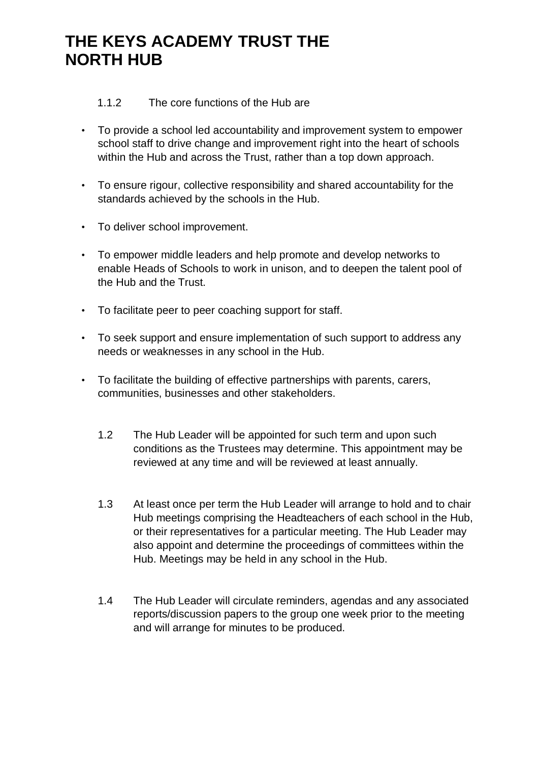# THE KEYS ACADEMY TRUST THE NORTH HUB

1.1.2 The core functions of the Hub are

- To provide a school led accountability and improvement system to empower school staff to drive change and improvement right into the heart of schools within the Hub and across the Trust, rather than a top down approach.
- To ensure rigour, collective responsibility and shared accountability for the standards achieved by the schools in the Hub.
- To deliver school improvement.
- To empower middle leaders and help promote and develop networks to enable Heads of Schools to work in unison, and to deepen the talent pool of the Hub and the Trust.
- To facilitate peer to peer coaching support for staff.
- To seek support and ensure implementation of such support to address any needs or weaknesses in any school in the Hub.
- To facilitate the building of effective partnerships with parents, carers, communities, businesses and other stakeholders.

1.2 The Hub Leader will be appointed for such term and upon such conditions as the Trustees may determine. This appointment may be reviewed at any time and will be reviewed at least annually.

1.3 At least once per term the Hub Leader will arrange to hold and to chair Hub meetings comprising the Headteachers of each school in the Hub, or their representatives for a particular meeting. The Hub Leader may also appoint and determine the proceedings of committees within the Hub. Meetings may be held in any school in the Hub.

1.4 The Hub Leader will circulate reminders, agendas and any associated reports/discussion papers to the group one week prior to the meeting and will arrange for minutes to be produced.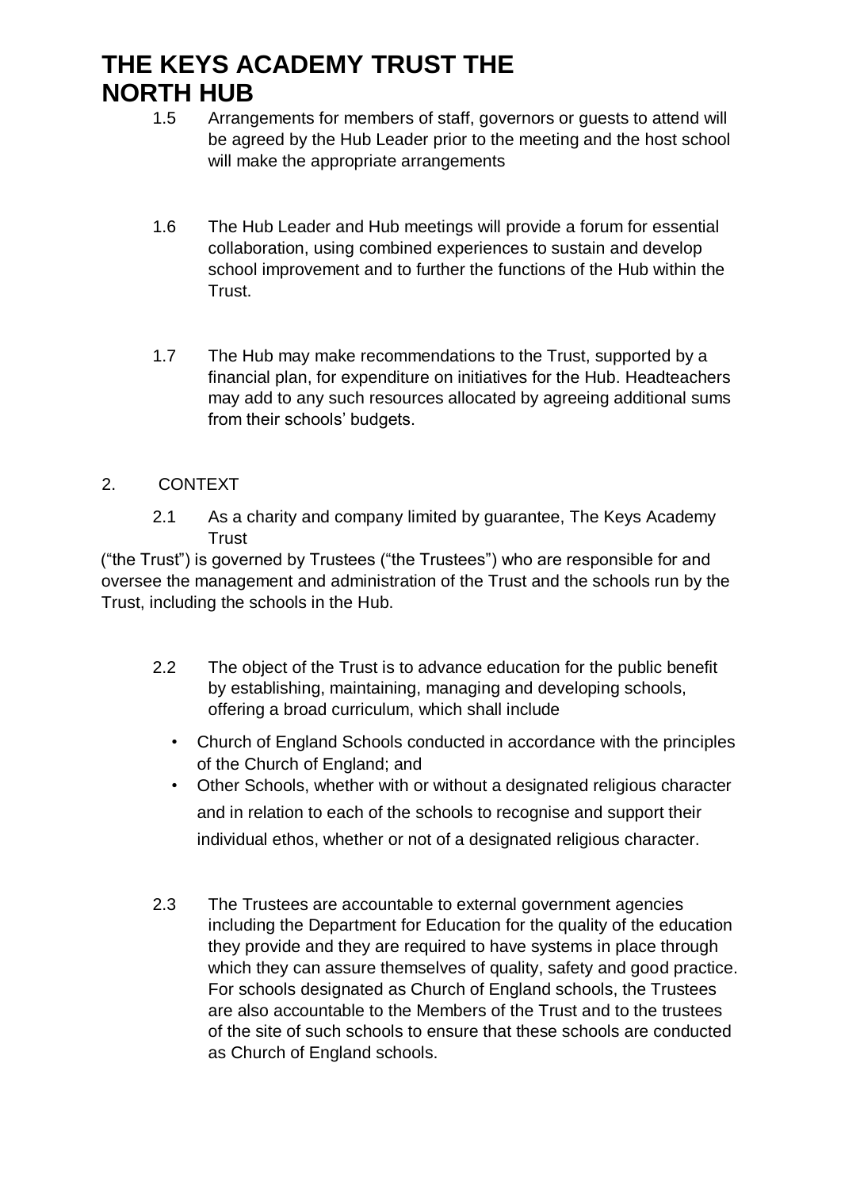1.5 Arrangements for members of staff, governors or guests to attend will be agreed by the Hub Leader prior to the meeting and the host school will make the appropriate arrangements

1.6 The Hub Leader and Hub meetings will provide a forum for essential collaboration, using combined experiences to sustain and develop school improvement and to further the functions of the Hub within the Trust.

1.7 The Hub may make recommendations to the Trust, supported by a financial plan, for expenditure on initiatives for the Hub. Headteachers may add to any such resources allocated by agreeing additional sums from their schools' budgets.

2. CONTEXT

2.1 As a charity and company limited by guarantee, The Keys Academy Trust ("the Trust") is governed by Trustees ("the Trustees") who are responsible for and oversee the management and administration of the Trust and the schools run by the Trust, including the schools in the Hub.

2.2 The object of the Trust is to advance education for the public benefit by establishing, maintaining, managing and developing schools, offering a broad curriculum, which shall include

- Church of England Schools conducted in accordance with the principles of the Church of England; and
- Other Schools, whether with or without a designated religious character and in relation to each of the schools to recognise and support their individual ethos, whether or not of a designated religious character.

2.3 The Trustees are accountable to external government agencies including the Department for Education for the quality of the education they provide and they are required to have systems in place through which they can assure themselves of quality, safety and good practice. For schools designated as Church of England schools, the Trustees are also accountable to the Members of the Trust and to the trustees of the site of such schools to ensure that these schools are conducted as Church of England schools.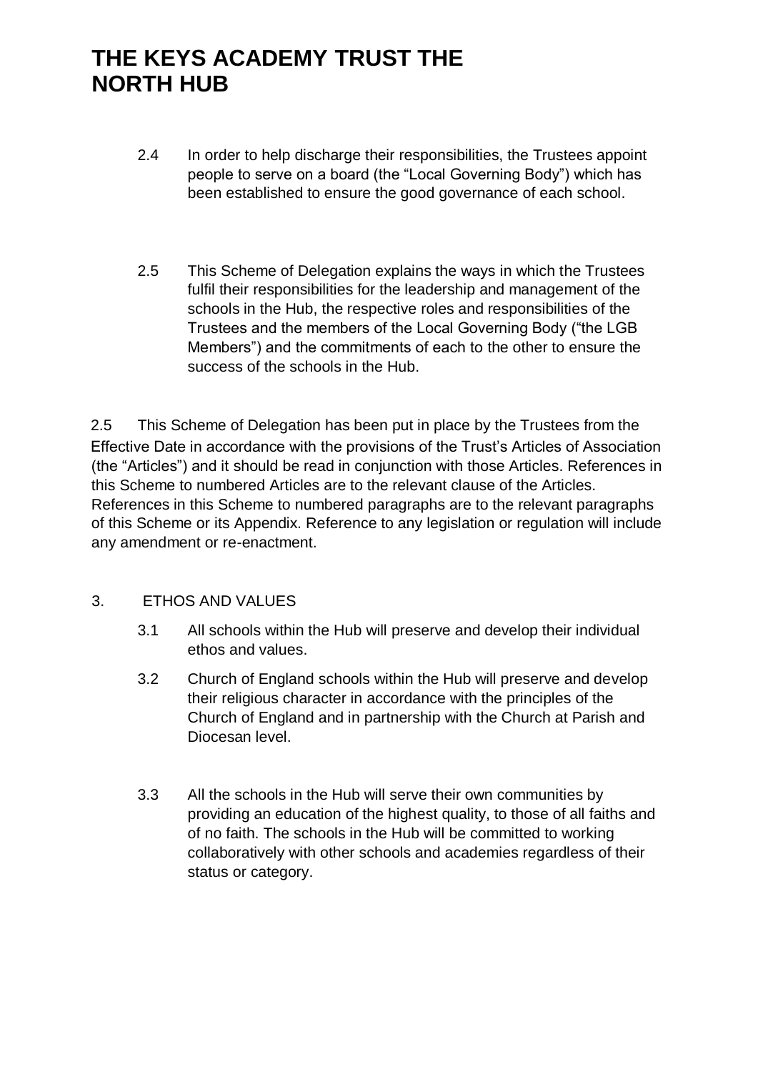# THE KEYS ACADEMY TRUST THE NORTH HUB

2.4 In order to help discharge their responsibilities, the Trustees appoint people to serve on a board (the "Local Governing Body") which has been established to ensure the good governance of each school.

2.5 This Scheme of Delegation explains the ways in which the Trustees fulfil their responsibilities for the leadership and management of the schools in the Hub, the respective roles and responsibilities of the Trustees and the members of the Local Governing Body ("the LGB Members") and the commitments of each to the other to ensure the success of the schools in the Hub.

2.5 This Scheme of Delegation has been put in place by the Trustees from the Effective Date in accordance with the provisions of the Trust's Articles of Association (the "Articles") and it should be read in conjunction with those Articles. References in this Scheme to numbered Articles are to the relevant clause of the Articles. References in this Scheme to numbered paragraphs are to the relevant paragraphs of this Scheme or its Appendix. Reference to any legislation or regulation will include any amendment or re-enactment.

3. ETHOS AND VALUES

3.1 All schools within the Hub will preserve and develop their individual ethos and values.

3.2 Church of England schools within the Hub will preserve and develop their religious character in accordance with the principles of the Church of England and in partnership with the Church at Parish and Diocesan level.

3.3 All the schools in the Hub will serve their own communities by providing an education of the highest quality, to those of all faiths and of no faith. The schools in the Hub will be committed to working collaboratively with other schools and academies regardless of their status or category.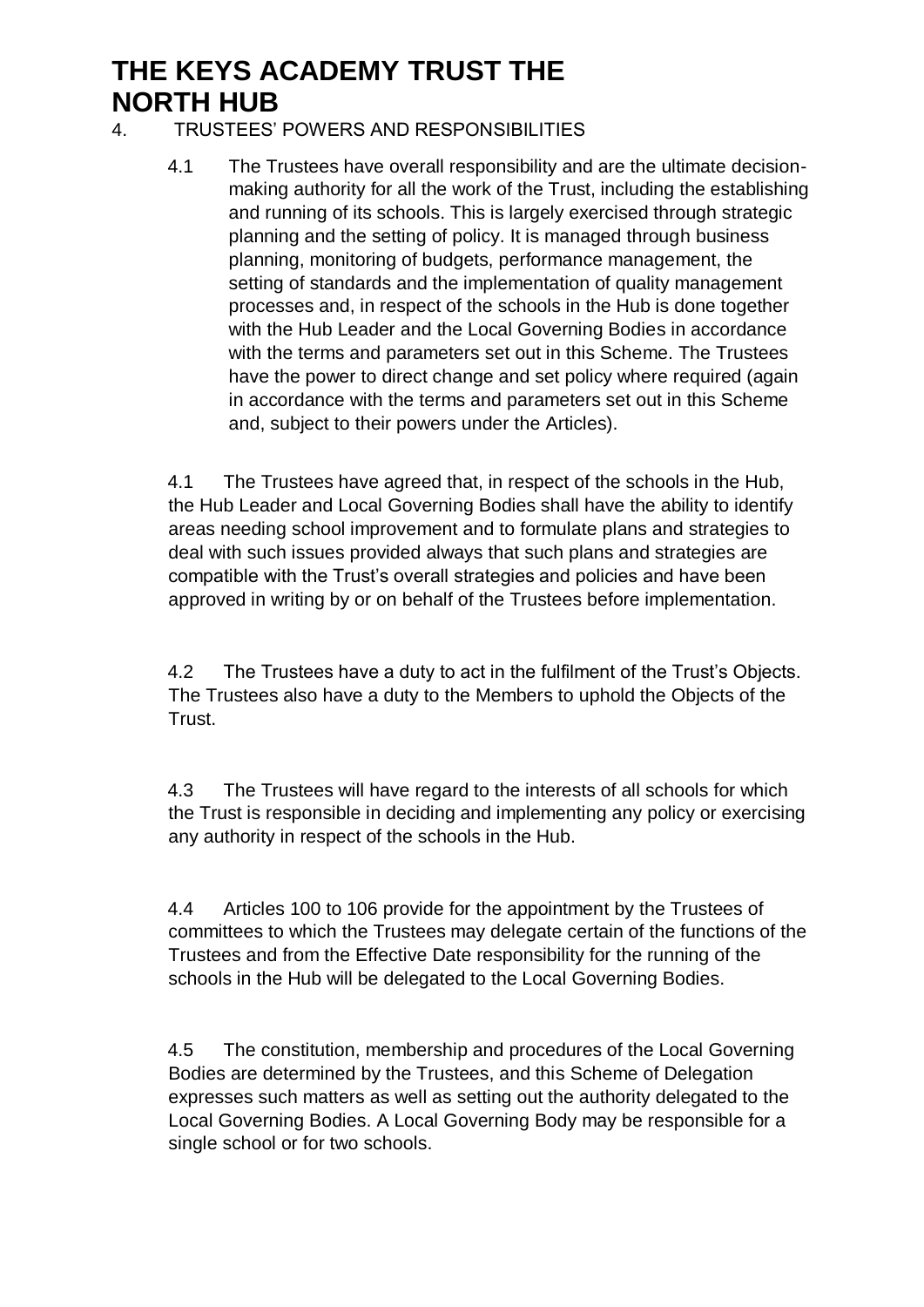# THE KEYS ACADEMY TRUST THE NORTH HUB

4. TRUSTEES' POWERS AND RESPONSIBILITIES

4.1 The Trustees have overall responsibility and are the ultimate decision-making authority for all the work of the Trust, including the establishing and running of its schools. This is largely exercised through strategic planning and the setting of policy. It is managed through business planning, monitoring of budgets, performance management, the setting of standards and the implementation of quality management processes and, in respect of the schools in the Hub is done together with the Hub Leader and the Local Governing Bodies in accordance with the terms and parameters set out in this Scheme. The Trustees have the power to direct change and set policy where required (again in accordance with the terms and parameters set out in this Scheme and, subject to their powers under the Articles).

4.1 The Trustees have agreed that, in respect of the schools in the Hub, the Hub Leader and Local Governing Bodies shall have the ability to identify areas needing school improvement and to formulate plans and strategies to deal with such issues provided always that such plans and strategies are compatible with the Trust's overall strategies and policies and have been approved in writing by or on behalf of the Trustees before implementation.

4.2 The Trustees have a duty to act in the fulfilment of the Trust's Objects. The Trustees also have a duty to the Members to uphold the Objects of the Trust.

4.3 The Trustees will have regard to the interests of all schools for which the Trust is responsible in deciding and implementing any policy or exercising any authority in respect of the schools in the Hub.

4.4 Articles 100 to 106 provide for the appointment by the Trustees of committees to which the Trustees may delegate certain of the functions of the Trustees and from the Effective Date responsibility for the running of the schools in the Hub will be delegated to the Local Governing Bodies.

4.5 The constitution, membership and procedures of the Local Governing Bodies are determined by the Trustees, and this Scheme of Delegation expresses such matters as well as setting out the authority delegated to the Local Governing Bodies. A Local Governing Body may be responsible for a single school or for two schools.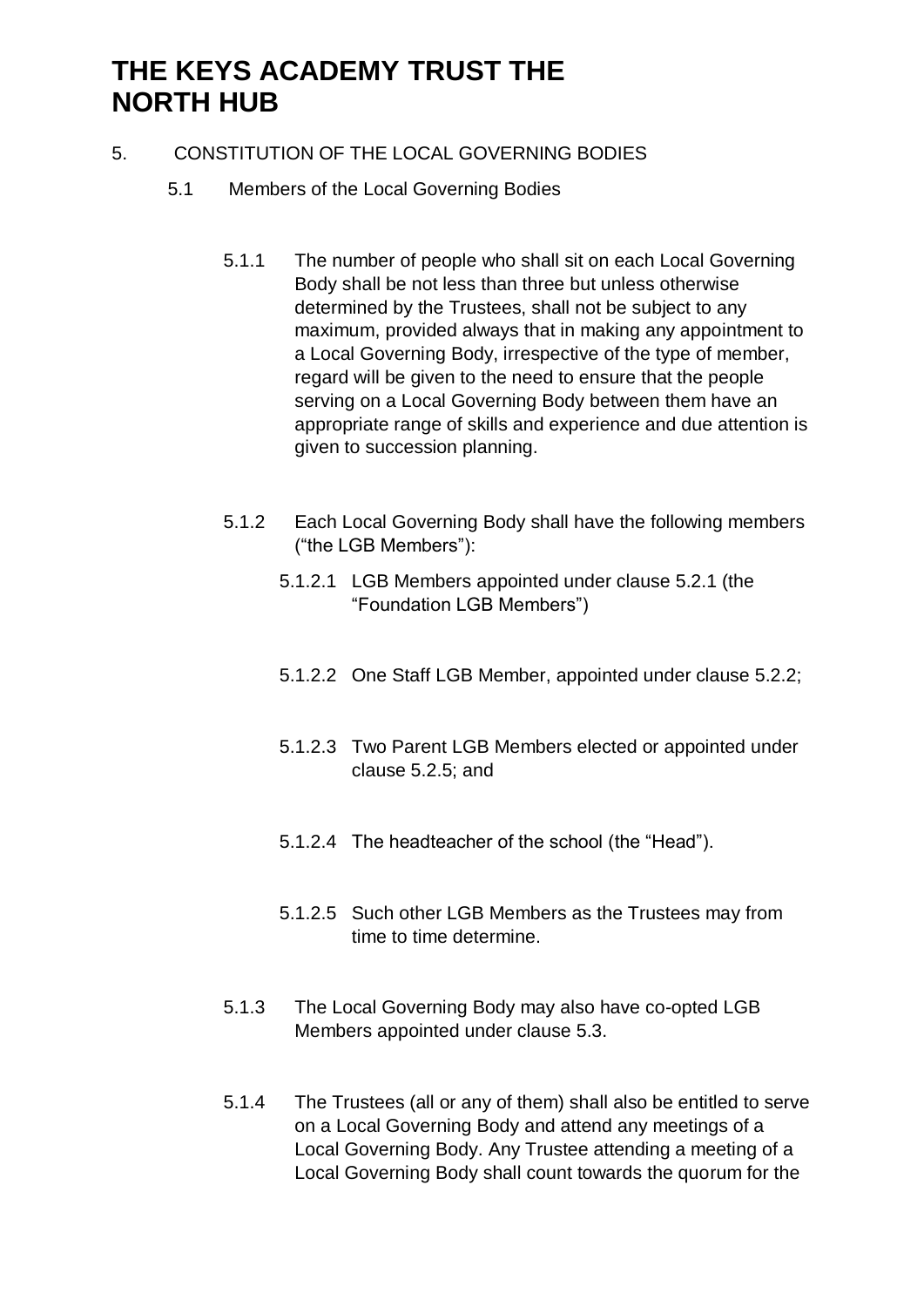# THE KEYS ACADEMY TRUST THE NORTH HUB

5. CONSTITUTION OF THE LOCAL GOVERNING BODIES

   5.1 Members of the Local Governing Bodies

      5.1.1 The number of people who shall sit on each Local Governing Body shall be not less than three but unless otherwise determined by the Trustees, shall not be subject to any maximum, provided always that in making any appointment to a Local Governing Body, irrespective of the type of member, regard will be given to the need to ensure that the people serving on a Local Governing Body between them have an appropriate range of skills and experience and due attention is given to succession planning.

      5.1.2 Each Local Governing Body shall have the following members ("the LGB Members"):

         5.1.2.1 LGB Members appointed under clause 5.2.1 (the "Foundation LGB Members")

         5.1.2.2 One Staff LGB Member, appointed under clause 5.2.2;

         5.1.2.3 Two Parent LGB Members elected or appointed under clause 5.2.5; and

         5.1.2.4 The headteacher of the school (the "Head").

         5.1.2.5 Such other LGB Members as the Trustees may from time to time determine.

      5.1.3 The Local Governing Body may also have co-opted LGB Members appointed under clause 5.3.

      5.1.4 The Trustees (all or any of them) shall also be entitled to serve on a Local Governing Body and attend any meetings of a Local Governing Body. Any Trustee attending a meeting of a Local Governing Body shall count towards the quorum for the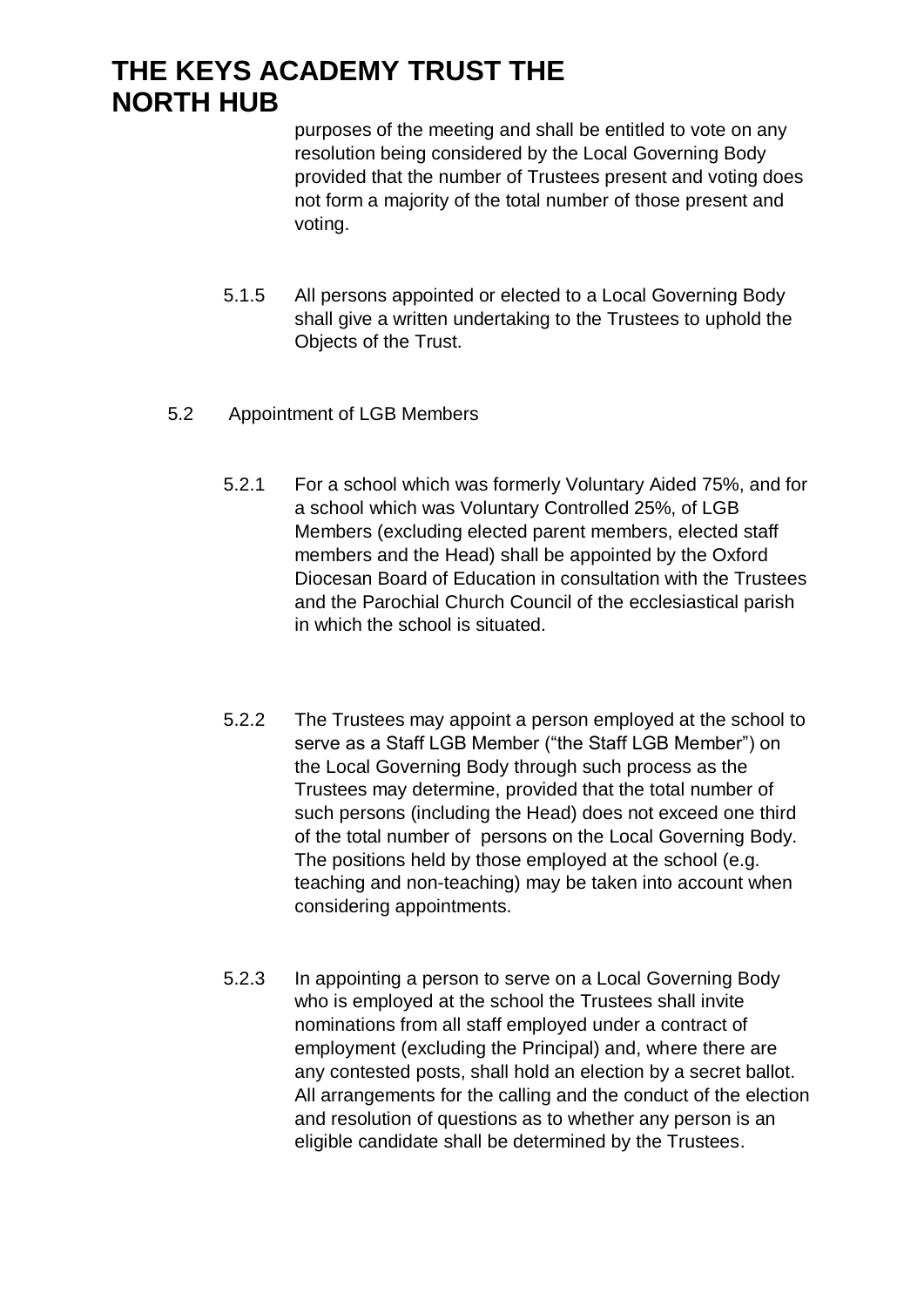purposes of the meeting and shall be entitled to vote on any resolution being considered by the Local Governing Body provided that the number of Trustees present and voting does not form a majority of the total number of those present and voting.

5.1.5 All persons appointed or elected to a Local Governing Body shall give a written undertaking to the Trustees to uphold the Objects of the Trust.

5.2 Appointment of LGB Members

5.2.1 For a school which was formerly Voluntary Aided 75%, and for a school which was Voluntary Controlled 25%, of LGB Members (excluding elected parent members, elected staff members and the Head) shall be appointed by the Oxford Diocesan Board of Education in consultation with the Trustees and the Parochial Church Council of the ecclesiastical parish in which the school is situated.

5.2.2 The Trustees may appoint a person employed at the school to serve as a Staff LGB Member ("the Staff LGB Member") on the Local Governing Body through such process as the Trustees may determine, provided that the total number of such persons (including the Head) does not exceed one third of the total number of persons on the Local Governing Body. The positions held by those employed at the school (e.g. teaching and non-teaching) may be taken into account when considering appointments.

5.2.3 In appointing a person to serve on a Local Governing Body who is employed at the school the Trustees shall invite nominations from all staff employed under a contract of employment (excluding the Principal) and, where there are any contested posts, shall hold an election by a secret ballot. All arrangements for the calling and the conduct of the election and resolution of questions as to whether any person is an eligible candidate shall be determined by the Trustees.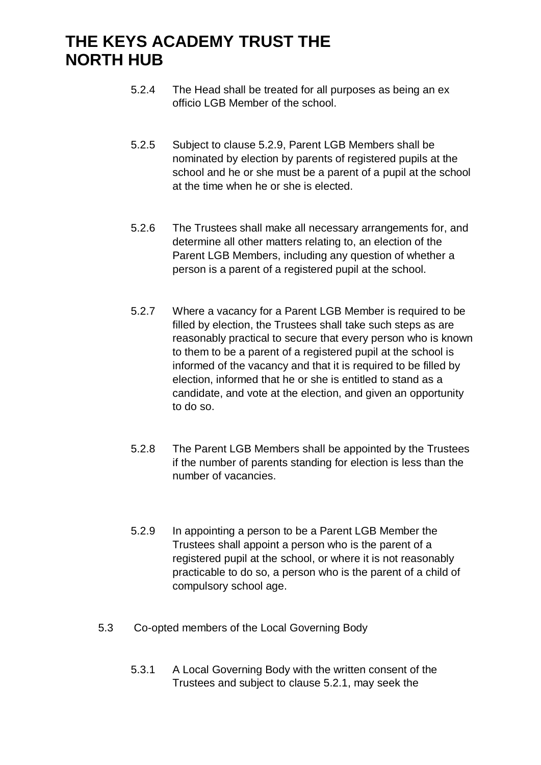5.2.4 The Head shall be treated for all purposes as being an ex officio LGB Member of the school.

5.2.5 Subject to clause 5.2.9, Parent LGB Members shall be nominated by election by parents of registered pupils at the school and he or she must be a parent of a pupil at the school at the time when he or she is elected.

5.2.6 The Trustees shall make all necessary arrangements for, and determine all other matters relating to, an election of the Parent LGB Members, including any question of whether a person is a parent of a registered pupil at the school.

5.2.7 Where a vacancy for a Parent LGB Member is required to be filled by election, the Trustees shall take such steps as are reasonably practical to secure that every person who is known to them to be a parent of a registered pupil at the school is informed of the vacancy and that it is required to be filled by election, informed that he or she is entitled to stand as a candidate, and vote at the election, and given an opportunity to do so.

5.2.8 The Parent LGB Members shall be appointed by the Trustees if the number of parents standing for election is less than the number of vacancies.

5.2.9 In appointing a person to be a Parent LGB Member the Trustees shall appoint a person who is the parent of a registered pupil at the school, or where it is not reasonably practicable to do so, a person who is the parent of a child of compulsory school age.

5.3 Co-opted members of the Local Governing Body

5.3.1 A Local Governing Body with the written consent of the Trustees and subject to clause 5.2.1, may seek the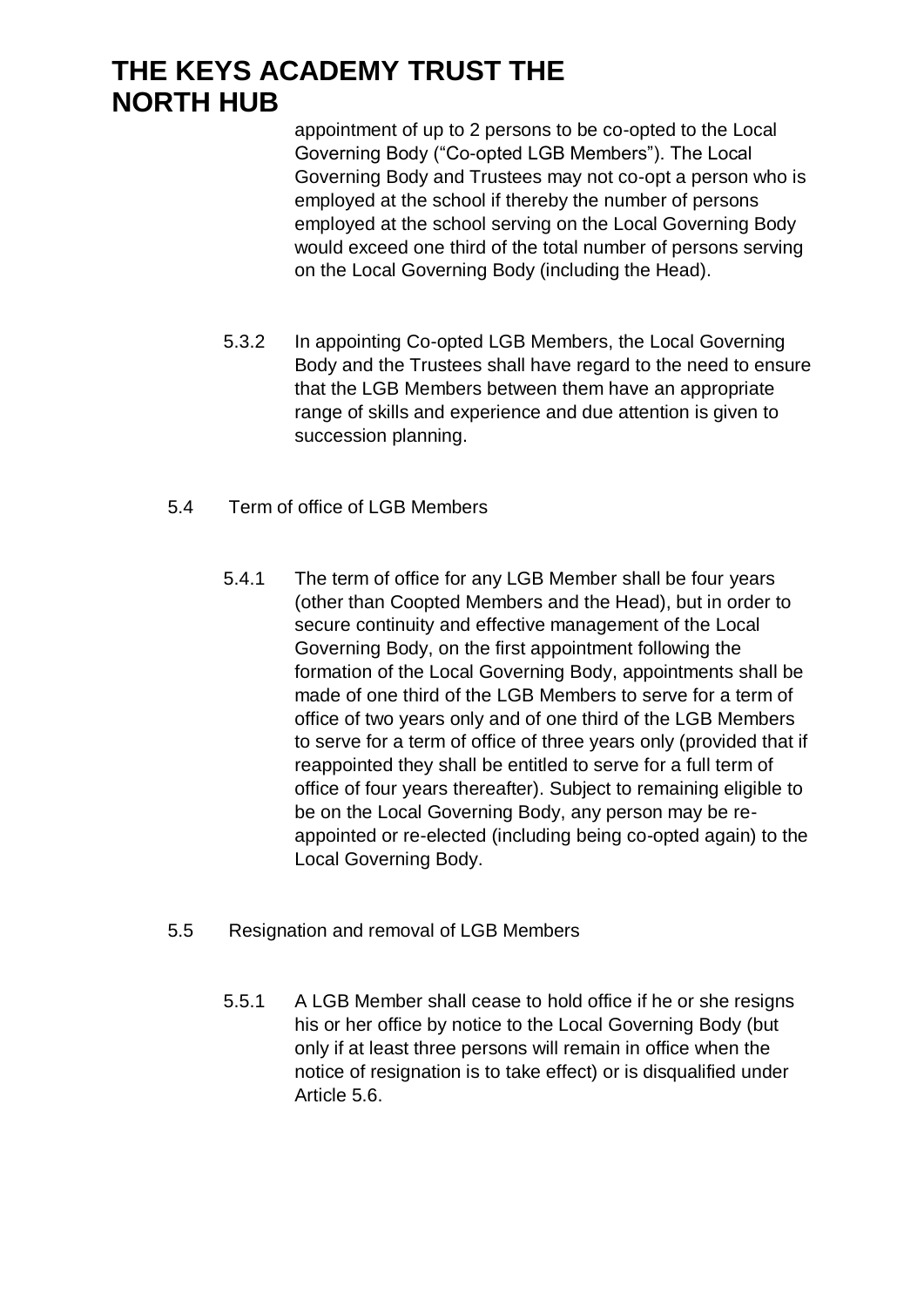appointment of up to 2 persons to be co-opted to the Local Governing Body ("Co-opted LGB Members"). The Local Governing Body and Trustees may not co-opt a person who is employed at the school if thereby the number of persons employed at the school serving on the Local Governing Body would exceed one third of the total number of persons serving on the Local Governing Body (including the Head).

5.3.2 In appointing Co-opted LGB Members, the Local Governing Body and the Trustees shall have regard to the need to ensure that the LGB Members between them have an appropriate range of skills and experience and due attention is given to succession planning.

5.4 Term of office of LGB Members

5.4.1 The term of office for any LGB Member shall be four years (other than Coopted Members and the Head), but in order to secure continuity and effective management of the Local Governing Body, on the first appointment following the formation of the Local Governing Body, appointments shall be made of one third of the LGB Members to serve for a term of office of two years only and of one third of the LGB Members to serve for a term of office of three years only (provided that if reappointed they shall be entitled to serve for a full term of office of four years thereafter). Subject to remaining eligible to be on the Local Governing Body, any person may be re-appointed or re-elected (including being co-opted again) to the Local Governing Body.

5.5 Resignation and removal of LGB Members

5.5.1 A LGB Member shall cease to hold office if he or she resigns his or her office by notice to the Local Governing Body (but only if at least three persons will remain in office when the notice of resignation is to take effect) or is disqualified under Article 5.6.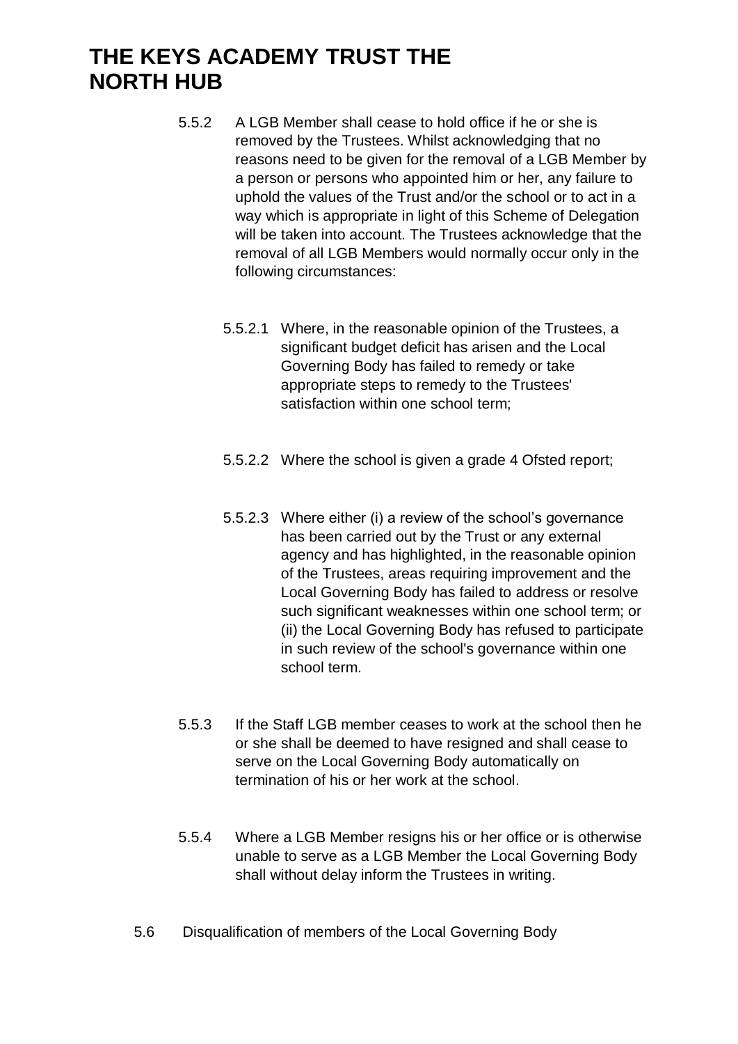5.5.2 A LGB Member shall cease to hold office if he or she is removed by the Trustees. Whilst acknowledging that no reasons need to be given for the removal of a LGB Member by a person or persons who appointed him or her, any failure to uphold the values of the Trust and/or the school or to act in a way which is appropriate in light of this Scheme of Delegation will be taken into account. The Trustees acknowledge that the removal of all LGB Members would normally occur only in the following circumstances:

5.5.2.1 Where, in the reasonable opinion of the Trustees, a significant budget deficit has arisen and the Local Governing Body has failed to remedy or take appropriate steps to remedy to the Trustees' satisfaction within one school term;

5.5.2.2 Where the school is given a grade 4 Ofsted report;

5.5.2.3 Where either (i) a review of the school's governance has been carried out by the Trust or any external agency and has highlighted, in the reasonable opinion of the Trustees, areas requiring improvement and the Local Governing Body has failed to address or resolve such significant weaknesses within one school term; or (ii) the Local Governing Body has refused to participate in such review of the school's governance within one school term.

5.5.3 If the Staff LGB member ceases to work at the school then he or she shall be deemed to have resigned and shall cease to serve on the Local Governing Body automatically on termination of his or her work at the school.

5.5.4 Where a LGB Member resigns his or her office or is otherwise unable to serve as a LGB Member the Local Governing Body shall without delay inform the Trustees in writing.

5.6 Disqualification of members of the Local Governing Body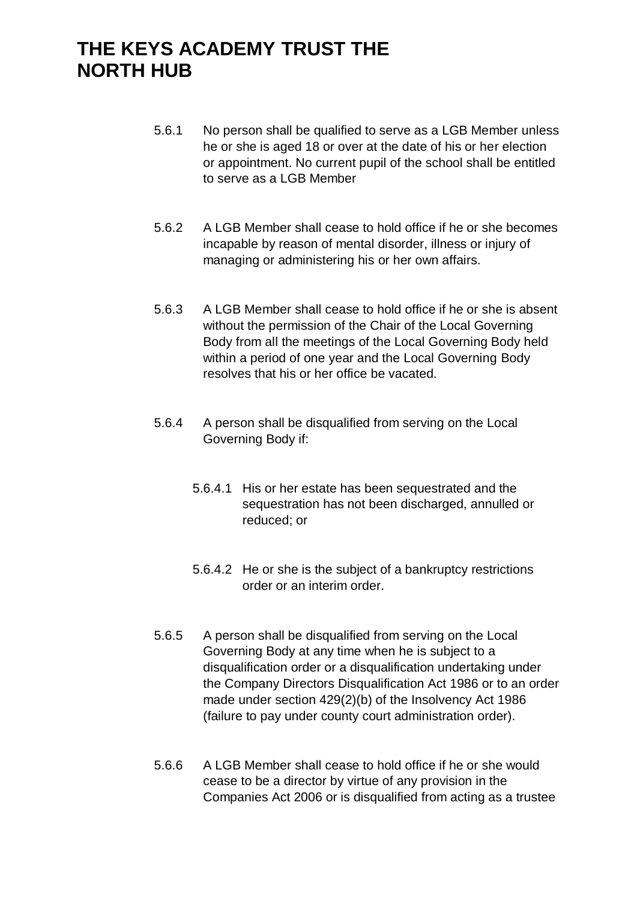5.6.1 No person shall be qualified to serve as a LGB Member unless he or she is aged 18 or over at the date of his or her election or appointment. No current pupil of the school shall be entitled to serve as a LGB Member

5.6.2 A LGB Member shall cease to hold office if he or she becomes incapable by reason of mental disorder, illness or injury of managing or administering his or her own affairs.

5.6.3 A LGB Member shall cease to hold office if he or she is absent without the permission of the Chair of the Local Governing Body from all the meetings of the Local Governing Body held within a period of one year and the Local Governing Body resolves that his or her office be vacated.

5.6.4 A person shall be disqualified from serving on the Local Governing Body if:

5.6.4.1 His or her estate has been sequestrated and the sequestration has not been discharged, annulled or reduced; or

5.6.4.2 He or she is the subject of a bankruptcy restrictions order or an interim order.

5.6.5 A person shall be disqualified from serving on the Local Governing Body at any time when he is subject to a disqualification order or a disqualification undertaking under the Company Directors Disqualification Act 1986 or to an order made under section 429(2)(b) of the Insolvency Act 1986 (failure to pay under county court administration order).

5.6.6 A LGB Member shall cease to hold office if he or she would cease to be a director by virtue of any provision in the Companies Act 2006 or is disqualified from acting as a trustee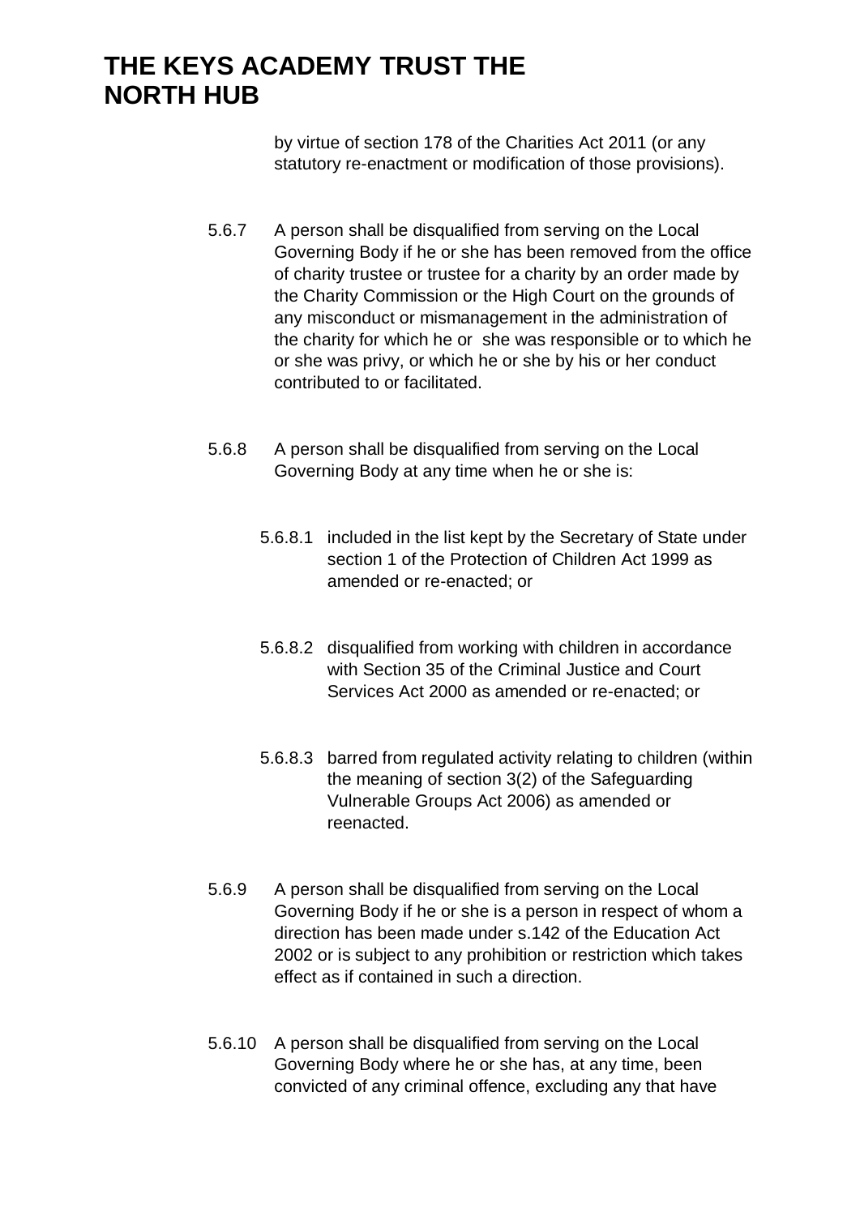by virtue of section 178 of the Charities Act 2011 (or any statutory re-enactment or modification of those provisions).

5.6.7 A person shall be disqualified from serving on the Local Governing Body if he or she has been removed from the office of charity trustee or trustee for a charity by an order made by the Charity Commission or the High Court on the grounds of any misconduct or mismanagement in the administration of the charity for which he or she was responsible or to which he or she was privy, or which he or she by his or her conduct contributed to or facilitated.

5.6.8 A person shall be disqualified from serving on the Local Governing Body at any time when he or she is:

5.6.8.1 included in the list kept by the Secretary of State under section 1 of the Protection of Children Act 1999 as amended or re-enacted; or

5.6.8.2 disqualified from working with children in accordance with Section 35 of the Criminal Justice and Court Services Act 2000 as amended or re-enacted; or

5.6.8.3 barred from regulated activity relating to children (within the meaning of section 3(2) of the Safeguarding Vulnerable Groups Act 2006) as amended or reenacted.

5.6.9 A person shall be disqualified from serving on the Local Governing Body if he or she is a person in respect of whom a direction has been made under s.142 of the Education Act 2002 or is subject to any prohibition or restriction which takes effect as if contained in such a direction.

5.6.10 A person shall be disqualified from serving on the Local Governing Body where he or she has, at any time, been convicted of any criminal offence, excluding any that have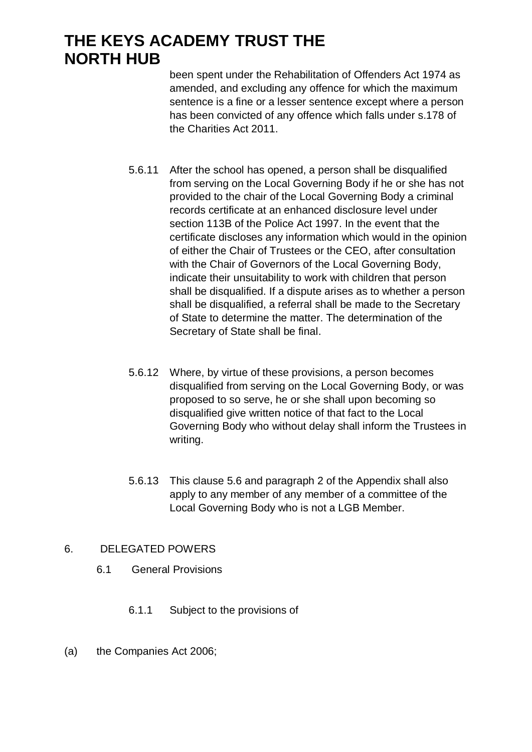been spent under the Rehabilitation of Offenders Act 1974 as amended, and excluding any offence for which the maximum sentence is a fine or a lesser sentence except where a person has been convicted of any offence which falls under s.178 of the Charities Act 2011.

5.6.11 After the school has opened, a person shall be disqualified from serving on the Local Governing Body if he or she has not provided to the chair of the Local Governing Body a criminal records certificate at an enhanced disclosure level under section 113B of the Police Act 1997. In the event that the certificate discloses any information which would in the opinion of either the Chair of Trustees or the CEO, after consultation with the Chair of Governors of the Local Governing Body, indicate their unsuitability to work with children that person shall be disqualified. If a dispute arises as to whether a person shall be disqualified, a referral shall be made to the Secretary of State to determine the matter. The determination of the Secretary of State shall be final.

5.6.12 Where, by virtue of these provisions, a person becomes disqualified from serving on the Local Governing Body, or was proposed to so serve, he or she shall upon becoming so disqualified give written notice of that fact to the Local Governing Body who without delay shall inform the Trustees in writing.

5.6.13 This clause 5.6 and paragraph 2 of the Appendix shall also apply to any member of any member of a committee of the Local Governing Body who is not a LGB Member.

6. DELEGATED POWERS

6.1 General Provisions

6.1.1 Subject to the provisions of

(a) the Companies Act 2006;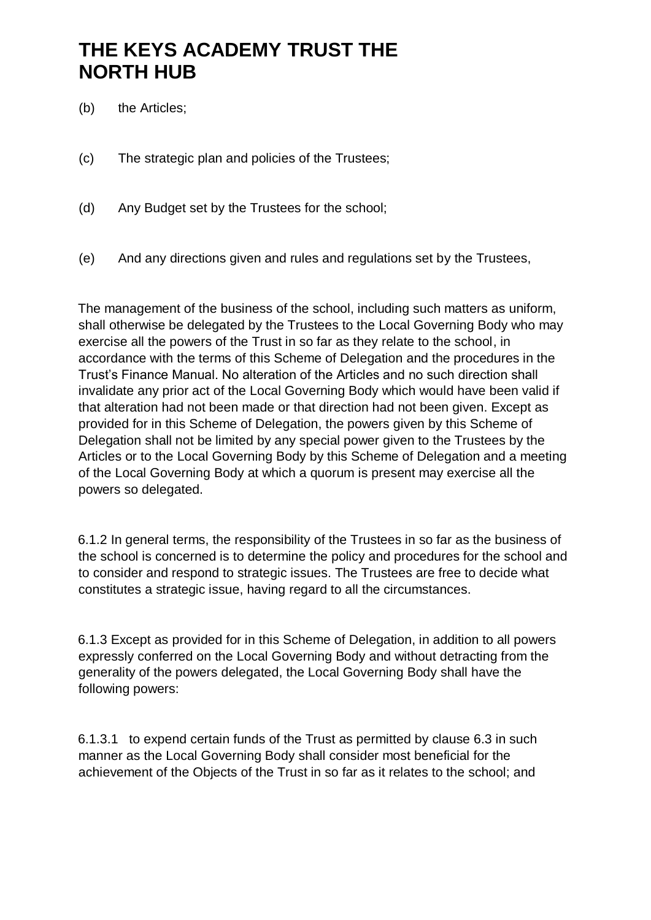# THE KEYS ACADEMY TRUST THE NORTH HUB

(b) the Articles;

(c) The strategic plan and policies of the Trustees;

(d) Any Budget set by the Trustees for the school;

(e) And any directions given and rules and regulations set by the Trustees,

The management of the business of the school, including such matters as uniform, shall otherwise be delegated by the Trustees to the Local Governing Body who may exercise all the powers of the Trust in so far as they relate to the school, in accordance with the terms of this Scheme of Delegation and the procedures in the Trust's Finance Manual. No alteration of the Articles and no such direction shall invalidate any prior act of the Local Governing Body which would have been valid if that alteration had not been made or that direction had not been given. Except as provided for in this Scheme of Delegation, the powers given by this Scheme of Delegation shall not be limited by any special power given to the Trustees by the Articles or to the Local Governing Body by this Scheme of Delegation and a meeting of the Local Governing Body at which a quorum is present may exercise all the powers so delegated.

6.1.2 In general terms, the responsibility of the Trustees in so far as the business of the school is concerned is to determine the policy and procedures for the school and to consider and respond to strategic issues. The Trustees are free to decide what constitutes a strategic issue, having regard to all the circumstances.

6.1.3 Except as provided for in this Scheme of Delegation, in addition to all powers expressly conferred on the Local Governing Body and without detracting from the generality of the powers delegated, the Local Governing Body shall have the following powers:

6.1.3.1 to expend certain funds of the Trust as permitted by clause 6.3 in such manner as the Local Governing Body shall consider most beneficial for the achievement of the Objects of the Trust in so far as it relates to the school; and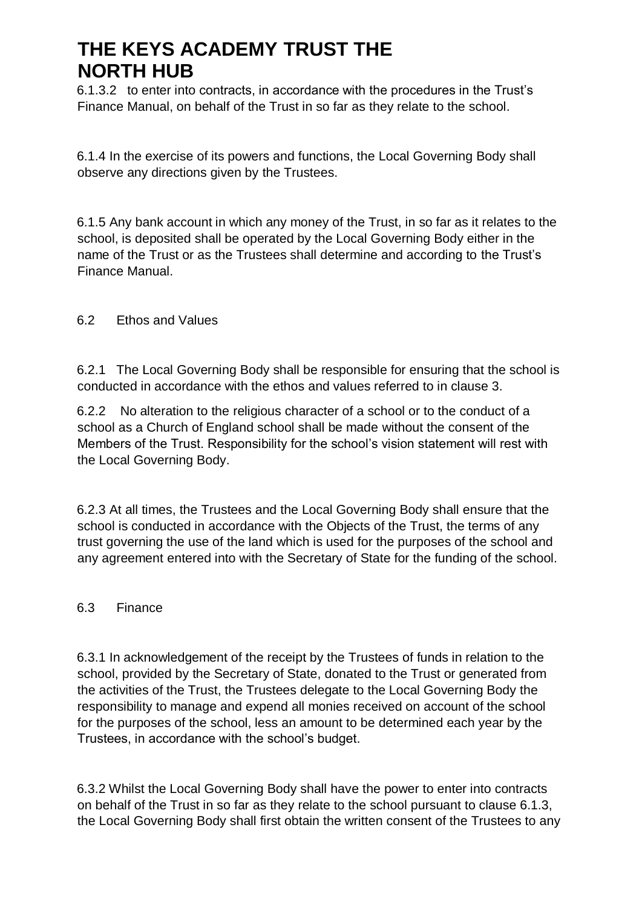# THE KEYS ACADEMY TRUST THE NORTH HUB

6.1.3.2 to enter into contracts, in accordance with the procedures in the Trust's Finance Manual, on behalf of the Trust in so far as they relate to the school.

6.1.4 In the exercise of its powers and functions, the Local Governing Body shall observe any directions given by the Trustees.

6.1.5 Any bank account in which any money of the Trust, in so far as it relates to the school, is deposited shall be operated by the Local Governing Body either in the name of the Trust or as the Trustees shall determine and according to the Trust's Finance Manual.

6.2 Ethos and Values

6.2.1 The Local Governing Body shall be responsible for ensuring that the school is conducted in accordance with the ethos and values referred to in clause 3.

6.2.2 No alteration to the religious character of a school or to the conduct of a school as a Church of England school shall be made without the consent of the Members of the Trust. Responsibility for the school's vision statement will rest with the Local Governing Body.

6.2.3 At all times, the Trustees and the Local Governing Body shall ensure that the school is conducted in accordance with the Objects of the Trust, the terms of any trust governing the use of the land which is used for the purposes of the school and any agreement entered into with the Secretary of State for the funding of the school.

6.3 Finance

6.3.1 In acknowledgement of the receipt by the Trustees of funds in relation to the school, provided by the Secretary of State, donated to the Trust or generated from the activities of the Trust, the Trustees delegate to the Local Governing Body the responsibility to manage and expend all monies received on account of the school for the purposes of the school, less an amount to be determined each year by the Trustees, in accordance with the school's budget.

6.3.2 Whilst the Local Governing Body shall have the power to enter into contracts on behalf of the Trust in so far as they relate to the school pursuant to clause 6.1.3, the Local Governing Body shall first obtain the written consent of the Trustees to any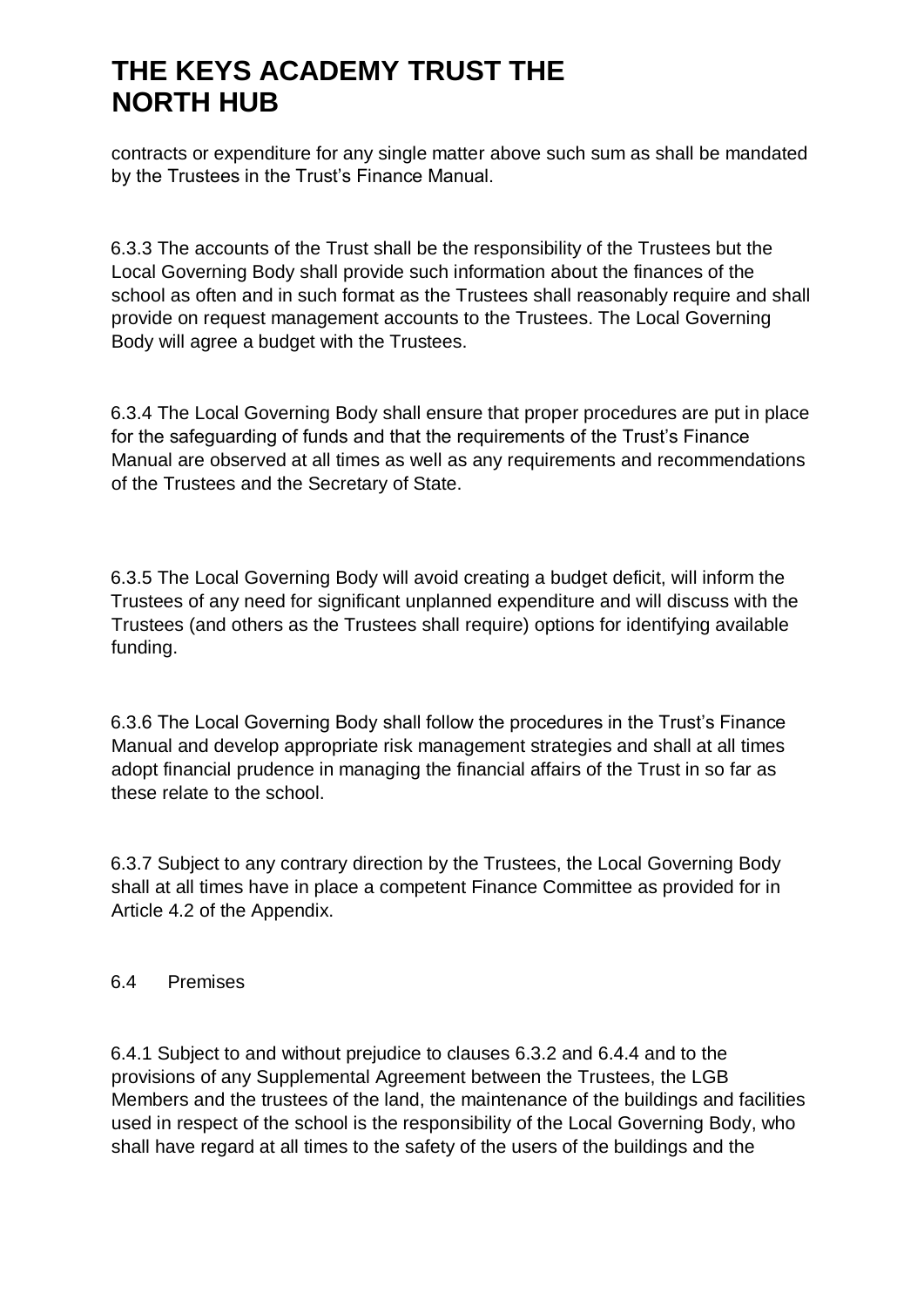contracts or expenditure for any single matter above such sum as shall be mandated by the Trustees in the Trust's Finance Manual.

6.3.3 The accounts of the Trust shall be the responsibility of the Trustees but the Local Governing Body shall provide such information about the finances of the school as often and in such format as the Trustees shall reasonably require and shall provide on request management accounts to the Trustees. The Local Governing Body will agree a budget with the Trustees.

6.3.4 The Local Governing Body shall ensure that proper procedures are put in place for the safeguarding of funds and that the requirements of the Trust's Finance Manual are observed at all times as well as any requirements and recommendations of the Trustees and the Secretary of State.

6.3.5 The Local Governing Body will avoid creating a budget deficit, will inform the Trustees of any need for significant unplanned expenditure and will discuss with the Trustees (and others as the Trustees shall require) options for identifying available funding.

6.3.6 The Local Governing Body shall follow the procedures in the Trust's Finance Manual and develop appropriate risk management strategies and shall at all times adopt financial prudence in managing the financial affairs of the Trust in so far as these relate to the school.

6.3.7 Subject to any contrary direction by the Trustees, the Local Governing Body shall at all times have in place a competent Finance Committee as provided for in Article 4.2 of the Appendix.

6.4 Premises

6.4.1 Subject to and without prejudice to clauses 6.3.2 and 6.4.4 and to the provisions of any Supplemental Agreement between the Trustees, the LGB Members and the trustees of the land, the maintenance of the buildings and facilities used in respect of the school is the responsibility of the Local Governing Body, who shall have regard at all times to the safety of the users of the buildings and the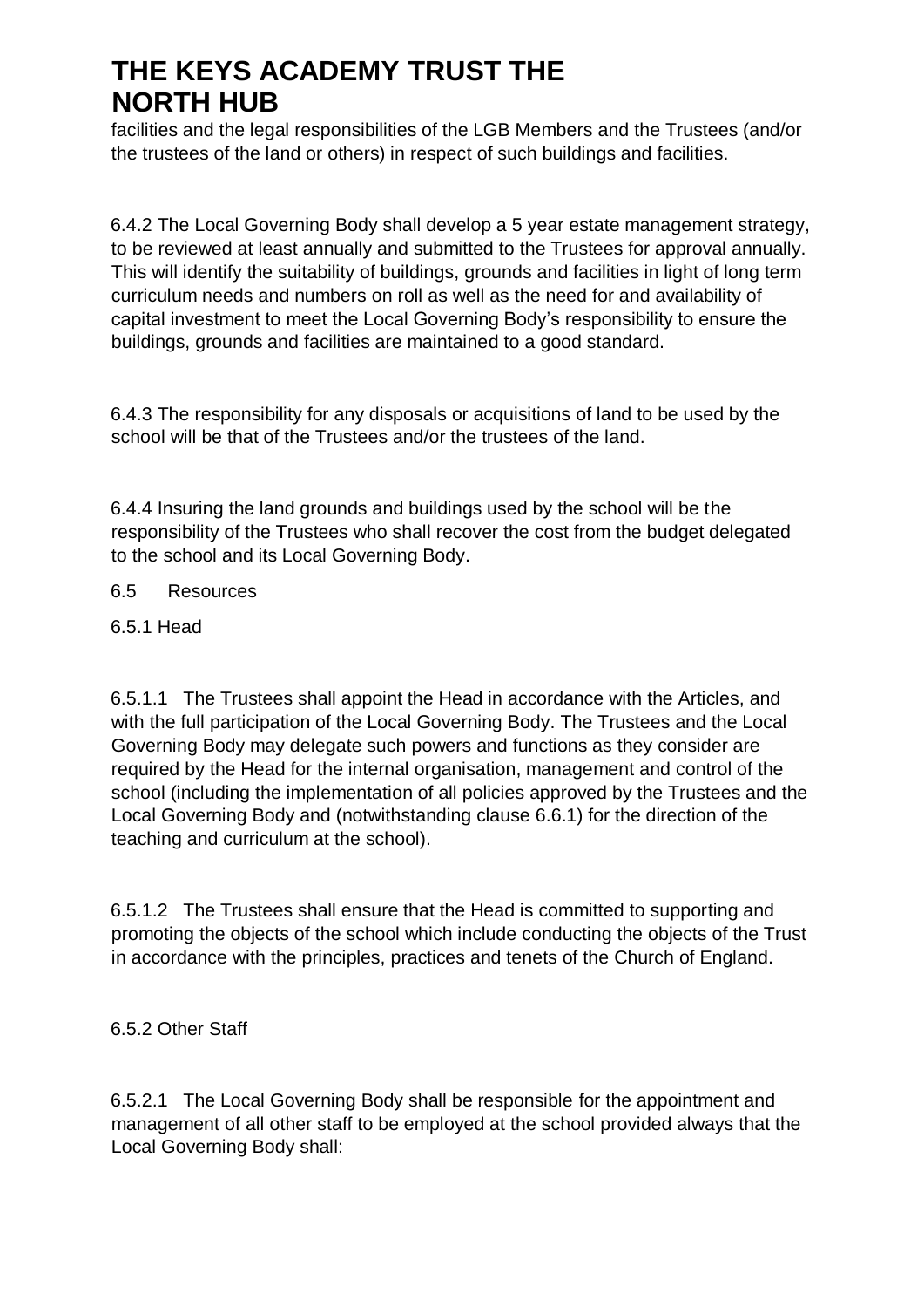facilities and the legal responsibilities of the LGB Members and the Trustees (and/or the trustees of the land or others) in respect of such buildings and facilities.

6.4.2 The Local Governing Body shall develop a 5 year estate management strategy, to be reviewed at least annually and submitted to the Trustees for approval annually. This will identify the suitability of buildings, grounds and facilities in light of long term curriculum needs and numbers on roll as well as the need for and availability of capital investment to meet the Local Governing Body's responsibility to ensure the buildings, grounds and facilities are maintained to a good standard.

6.4.3 The responsibility for any disposals or acquisitions of land to be used by the school will be that of the Trustees and/or the trustees of the land.

6.4.4 Insuring the land grounds and buildings used by the school will be the responsibility of the Trustees who shall recover the cost from the budget delegated to the school and its Local Governing Body.

6.5 Resources

6.5.1 Head

6.5.1.1 The Trustees shall appoint the Head in accordance with the Articles, and with the full participation of the Local Governing Body. The Trustees and the Local Governing Body may delegate such powers and functions as they consider are required by the Head for the internal organisation, management and control of the school (including the implementation of all policies approved by the Trustees and the Local Governing Body and (notwithstanding clause 6.6.1) for the direction of the teaching and curriculum at the school).

6.5.1.2 The Trustees shall ensure that the Head is committed to supporting and promoting the objects of the school which include conducting the objects of the Trust in accordance with the principles, practices and tenets of the Church of England.

6.5.2 Other Staff

6.5.2.1 The Local Governing Body shall be responsible for the appointment and management of all other staff to be employed at the school provided always that the Local Governing Body shall: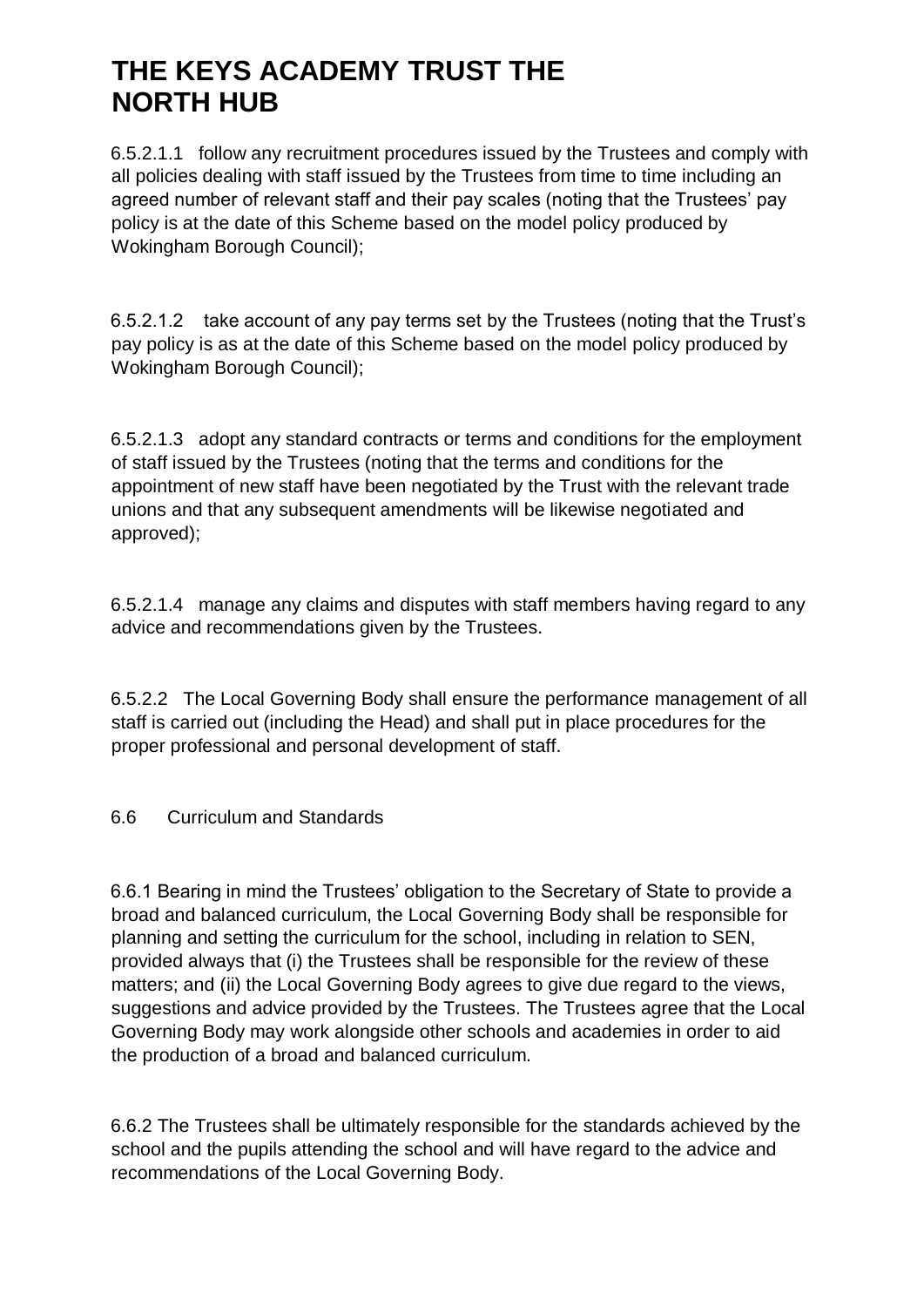# THE KEYS ACADEMY TRUST THE NORTH HUB

6.5.2.1.1 follow any recruitment procedures issued by the Trustees and comply with all policies dealing with staff issued by the Trustees from time to time including an agreed number of relevant staff and their pay scales (noting that the Trustees' pay policy is at the date of this Scheme based on the model policy produced by Wokingham Borough Council);

6.5.2.1.2 take account of any pay terms set by the Trustees (noting that the Trust's pay policy is as at the date of this Scheme based on the model policy produced by Wokingham Borough Council);

6.5.2.1.3 adopt any standard contracts or terms and conditions for the employment of staff issued by the Trustees (noting that the terms and conditions for the appointment of new staff have been negotiated by the Trust with the relevant trade unions and that any subsequent amendments will be likewise negotiated and approved);

6.5.2.1.4 manage any claims and disputes with staff members having regard to any advice and recommendations given by the Trustees.

6.5.2.2 The Local Governing Body shall ensure the performance management of all staff is carried out (including the Head) and shall put in place procedures for the proper professional and personal development of staff.

6.6 Curriculum and Standards

6.6.1 Bearing in mind the Trustees' obligation to the Secretary of State to provide a broad and balanced curriculum, the Local Governing Body shall be responsible for planning and setting the curriculum for the school, including in relation to SEN, provided always that (i) the Trustees shall be responsible for the review of these matters; and (ii) the Local Governing Body agrees to give due regard to the views, suggestions and advice provided by the Trustees. The Trustees agree that the Local Governing Body may work alongside other schools and academies in order to aid the production of a broad and balanced curriculum.

6.6.2 The Trustees shall be ultimately responsible for the standards achieved by the school and the pupils attending the school and will have regard to the advice and recommendations of the Local Governing Body.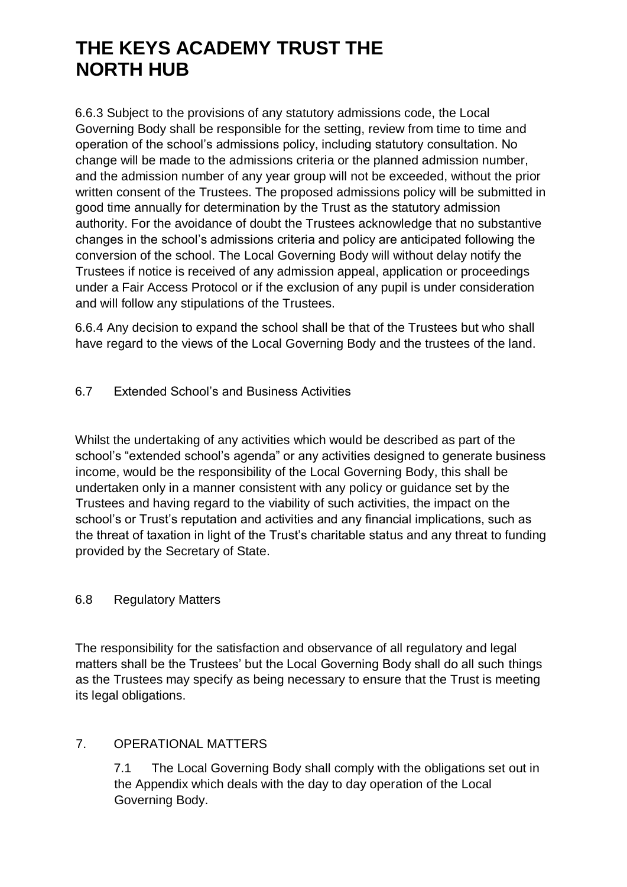# THE KEYS ACADEMY TRUST THE NORTH HUB

6.6.3 Subject to the provisions of any statutory admissions code, the Local Governing Body shall be responsible for the setting, review from time to time and operation of the school's admissions policy, including statutory consultation. No change will be made to the admissions criteria or the planned admission number, and the admission number of any year group will not be exceeded, without the prior written consent of the Trustees. The proposed admissions policy will be submitted in good time annually for determination by the Trust as the statutory admission authority. For the avoidance of doubt the Trustees acknowledge that no substantive changes in the school's admissions criteria and policy are anticipated following the conversion of the school. The Local Governing Body will without delay notify the Trustees if notice is received of any admission appeal, application or proceedings under a Fair Access Protocol or if the exclusion of any pupil is under consideration and will follow any stipulations of the Trustees.

6.6.4 Any decision to expand the school shall be that of the Trustees but who shall have regard to the views of the Local Governing Body and the trustees of the land.

6.7 Extended School's and Business Activities

Whilst the undertaking of any activities which would be described as part of the school's "extended school's agenda" or any activities designed to generate business income, would be the responsibility of the Local Governing Body, this shall be undertaken only in a manner consistent with any policy or guidance set by the Trustees and having regard to the viability of such activities, the impact on the school's or Trust's reputation and activities and any financial implications, such as the threat of taxation in light of the Trust's charitable status and any threat to funding provided by the Secretary of State.

6.8 Regulatory Matters

The responsibility for the satisfaction and observance of all regulatory and legal matters shall be the Trustees' but the Local Governing Body shall do all such things as the Trustees may specify as being necessary to ensure that the Trust is meeting its legal obligations.

7. OPERATIONAL MATTERS

7.1 The Local Governing Body shall comply with the obligations set out in the Appendix which deals with the day to day operation of the Local Governing Body.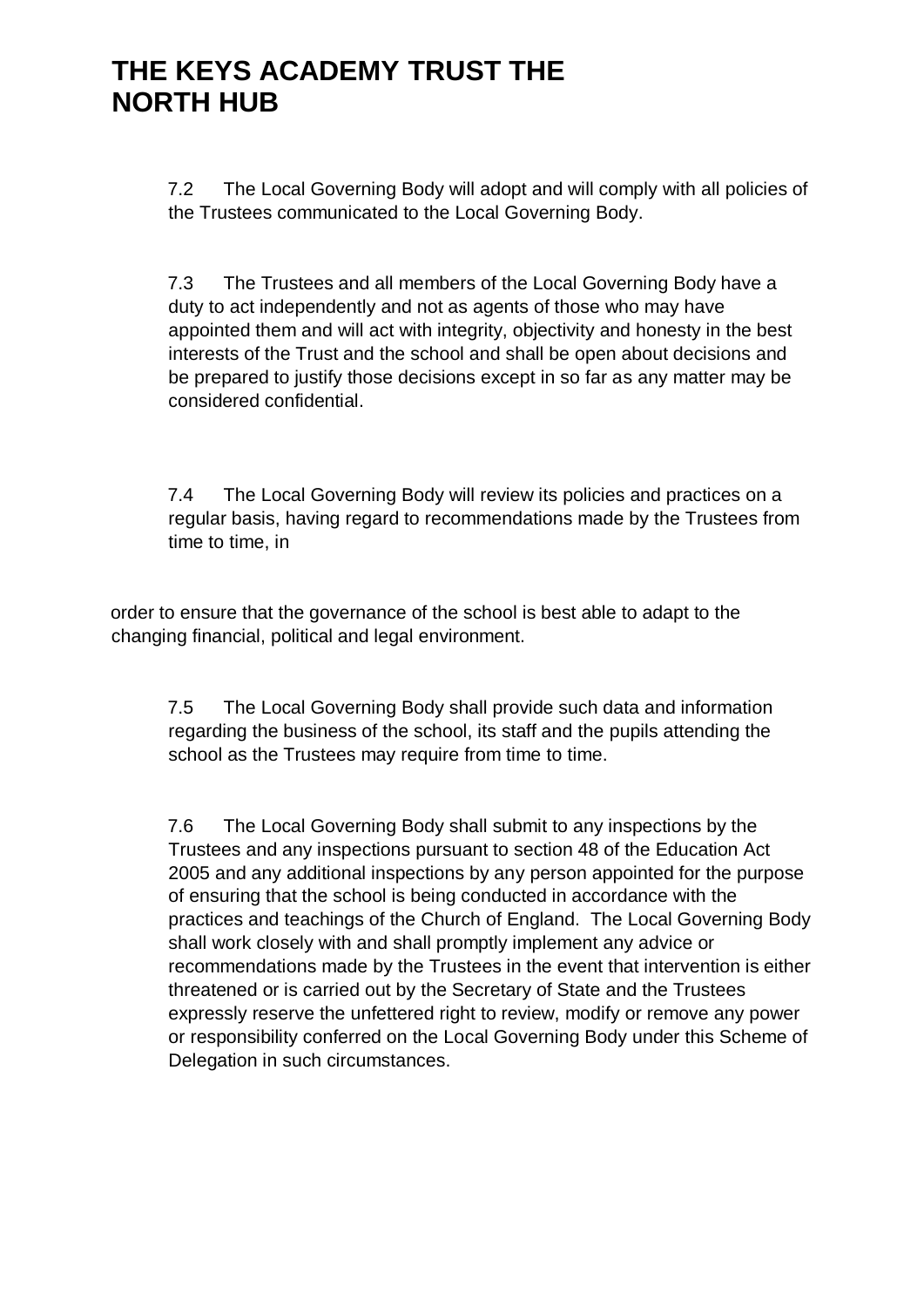7.2 The Local Governing Body will adopt and will comply with all policies of the Trustees communicated to the Local Governing Body.

7.3 The Trustees and all members of the Local Governing Body have a duty to act independently and not as agents of those who may have appointed them and will act with integrity, objectivity and honesty in the best interests of the Trust and the school and shall be open about decisions and be prepared to justify those decisions except in so far as any matter may be considered confidential.

7.4 The Local Governing Body will review its policies and practices on a regular basis, having regard to recommendations made by the Trustees from time to time, in order to ensure that the governance of the school is best able to adapt to the changing financial, political and legal environment.

7.5 The Local Governing Body shall provide such data and information regarding the business of the school, its staff and the pupils attending the school as the Trustees may require from time to time.

7.6 The Local Governing Body shall submit to any inspections by the Trustees and any inspections pursuant to section 48 of the Education Act 2005 and any additional inspections by any person appointed for the purpose of ensuring that the school is being conducted in accordance with the practices and teachings of the Church of England. The Local Governing Body shall work closely with and shall promptly implement any advice or recommendations made by the Trustees in the event that intervention is either threatened or is carried out by the Secretary of State and the Trustees expressly reserve the unfettered right to review, modify or remove any power or responsibility conferred on the Local Governing Body under this Scheme of Delegation in such circumstances.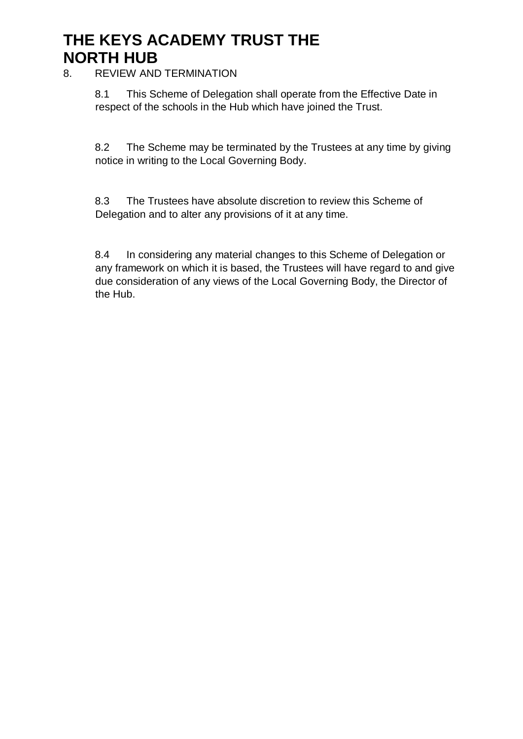8. REVIEW AND TERMINATION

8.1 This Scheme of Delegation shall operate from the Effective Date in respect of the schools in the Hub which have joined the Trust.

8.2 The Scheme may be terminated by the Trustees at any time by giving notice in writing to the Local Governing Body.

8.3 The Trustees have absolute discretion to review this Scheme of Delegation and to alter any provisions of it at any time.

8.4 In considering any material changes to this Scheme of Delegation or any framework on which it is based, the Trustees will have regard to and give due consideration of any views of the Local Governing Body, the Director of the Hub.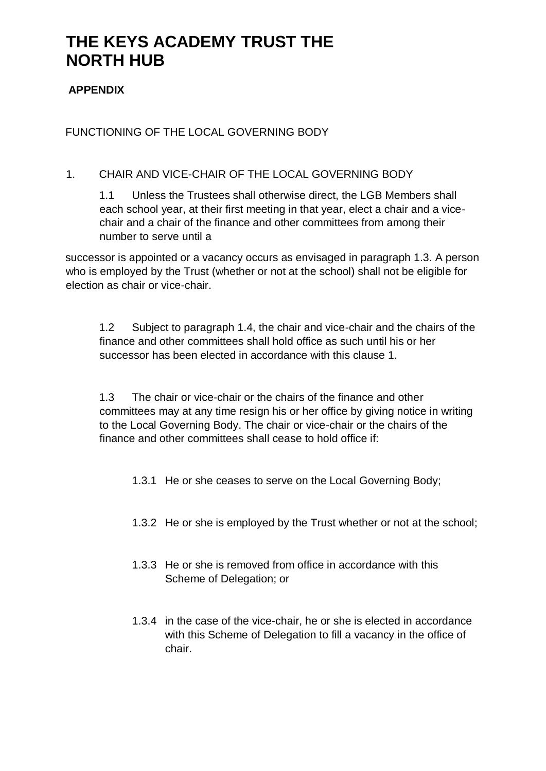# THE KEYS ACADEMY TRUST THE NORTH HUB

**APPENDIX**

FUNCTIONING OF THE LOCAL GOVERNING BODY

1. CHAIR AND VICE-CHAIR OF THE LOCAL GOVERNING BODY

   1.1 Unless the Trustees shall otherwise direct, the LGB Members shall each school year, at their first meeting in that year, elect a chair and a vice-chair and a chair of the finance and other committees from among their number to serve until a successor is appointed or a vacancy occurs as envisaged in paragraph 1.3. A person who is employed by the Trust (whether or not at the school) shall not be eligible for election as chair or vice-chair.

   1.2 Subject to paragraph 1.4, the chair and vice-chair and the chairs of the finance and other committees shall hold office as such until his or her successor has been elected in accordance with this clause 1.

   1.3 The chair or vice-chair or the chairs of the finance and other committees may at any time resign his or her office by giving notice in writing to the Local Governing Body. The chair or vice-chair or the chairs of the finance and other committees shall cease to hold office if:

      1.3.1 He or she ceases to serve on the Local Governing Body;

      1.3.2 He or she is employed by the Trust whether or not at the school;

      1.3.3 He or she is removed from office in accordance with this Scheme of Delegation; or

      1.3.4 in the case of the vice-chair, he or she is elected in accordance with this Scheme of Delegation to fill a vacancy in the office of chair.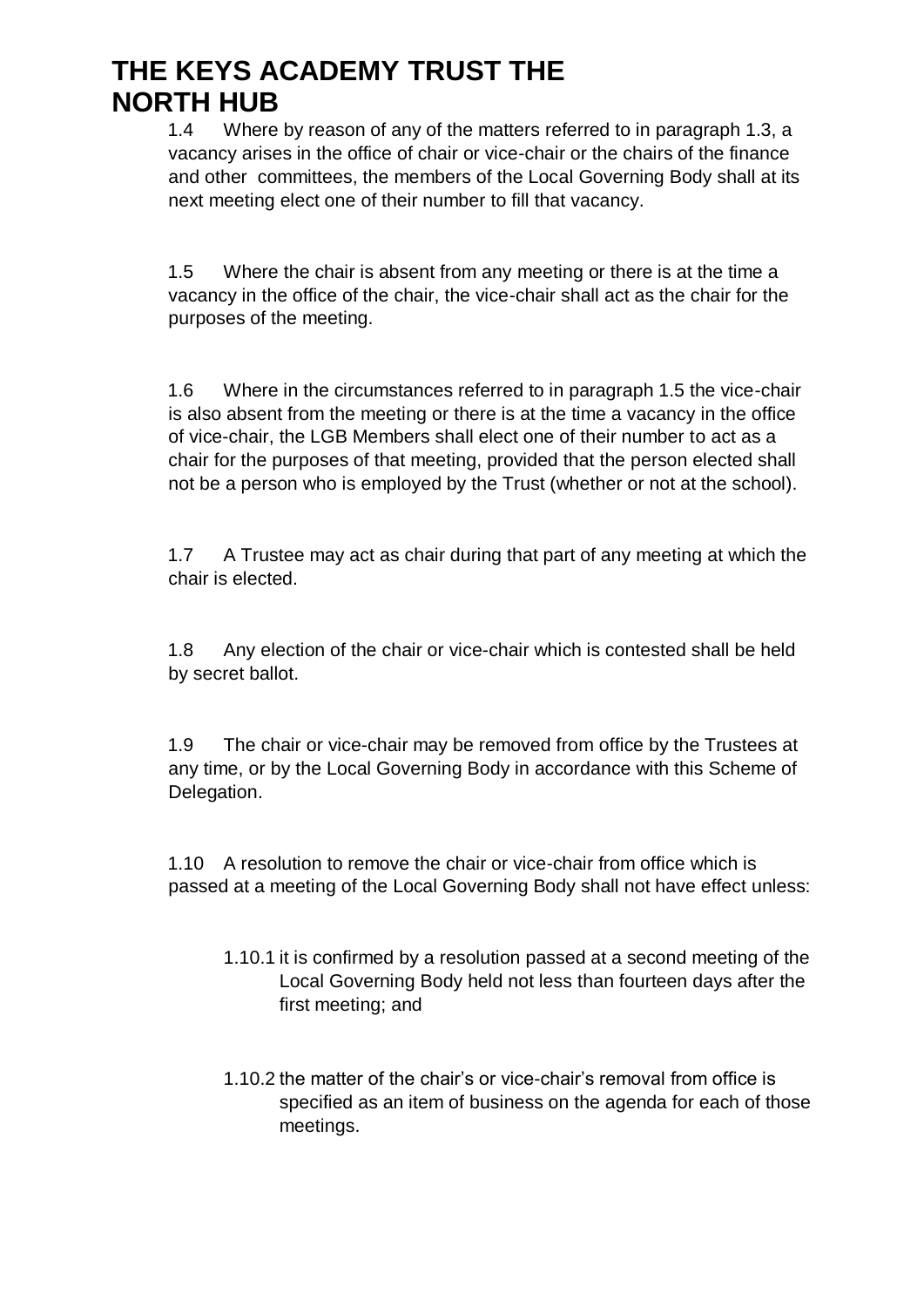1.4 Where by reason of any of the matters referred to in paragraph 1.3, a vacancy arises in the office of chair or vice-chair or the chairs of the finance and other committees, the members of the Local Governing Body shall at its next meeting elect one of their number to fill that vacancy.

1.5 Where the chair is absent from any meeting or there is at the time a vacancy in the office of the chair, the vice-chair shall act as the chair for the purposes of the meeting.

1.6 Where in the circumstances referred to in paragraph 1.5 the vice-chair is also absent from the meeting or there is at the time a vacancy in the office of vice-chair, the LGB Members shall elect one of their number to act as a chair for the purposes of that meeting, provided that the person elected shall not be a person who is employed by the Trust (whether or not at the school).

1.7 A Trustee may act as chair during that part of any meeting at which the chair is elected.

1.8 Any election of the chair or vice-chair which is contested shall be held by secret ballot.

1.9 The chair or vice-chair may be removed from office by the Trustees at any time, or by the Local Governing Body in accordance with this Scheme of Delegation.

1.10 A resolution to remove the chair or vice-chair from office which is passed at a meeting of the Local Governing Body shall not have effect unless:

1.10.1 it is confirmed by a resolution passed at a second meeting of the Local Governing Body held not less than fourteen days after the first meeting; and

1.10.2 the matter of the chair's or vice-chair's removal from office is specified as an item of business on the agenda for each of those meetings.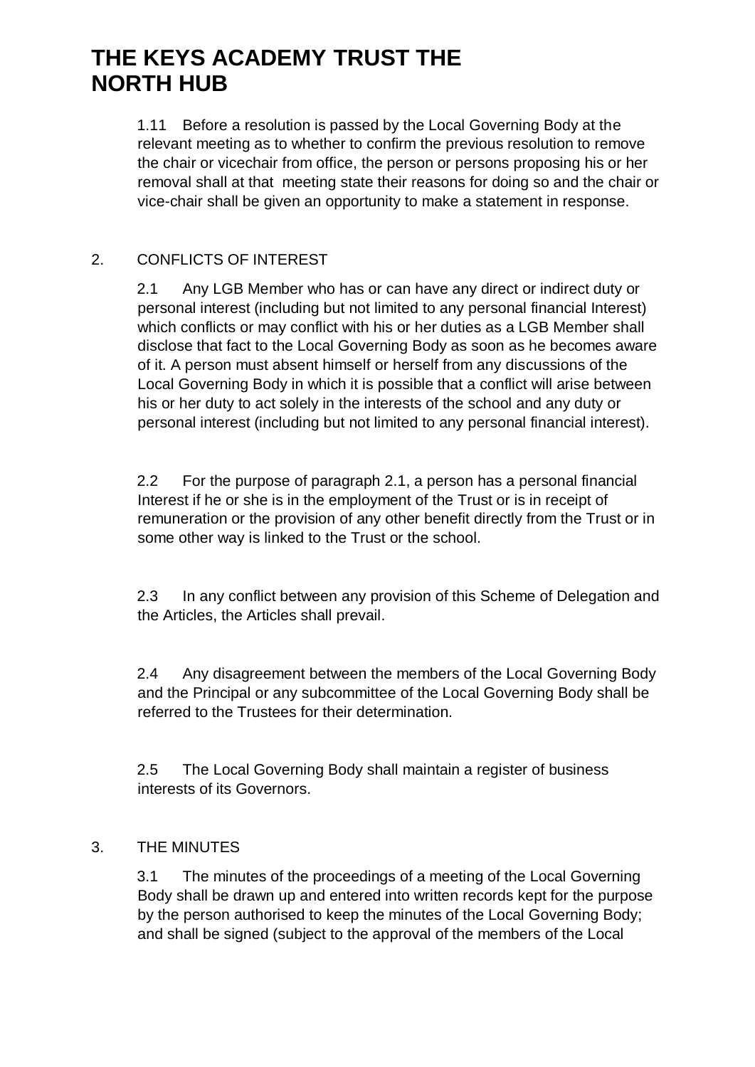1.11 Before a resolution is passed by the Local Governing Body at the relevant meeting as to whether to confirm the previous resolution to remove the chair or vicechair from office, the person or persons proposing his or her removal shall at that meeting state their reasons for doing so and the chair or vice-chair shall be given an opportunity to make a statement in response.

2. CONFLICTS OF INTEREST

2.1 Any LGB Member who has or can have any direct or indirect duty or personal interest (including but not limited to any personal financial Interest) which conflicts or may conflict with his or her duties as a LGB Member shall disclose that fact to the Local Governing Body as soon as he becomes aware of it. A person must absent himself or herself from any discussions of the Local Governing Body in which it is possible that a conflict will arise between his or her duty to act solely in the interests of the school and any duty or personal interest (including but not limited to any personal financial interest).

2.2 For the purpose of paragraph 2.1, a person has a personal financial Interest if he or she is in the employment of the Trust or is in receipt of remuneration or the provision of any other benefit directly from the Trust or in some other way is linked to the Trust or the school.

2.3 In any conflict between any provision of this Scheme of Delegation and the Articles, the Articles shall prevail.

2.4 Any disagreement between the members of the Local Governing Body and the Principal or any subcommittee of the Local Governing Body shall be referred to the Trustees for their determination.

2.5 The Local Governing Body shall maintain a register of business interests of its Governors.

3. THE MINUTES

3.1 The minutes of the proceedings of a meeting of the Local Governing Body shall be drawn up and entered into written records kept for the purpose by the person authorised to keep the minutes of the Local Governing Body; and shall be signed (subject to the approval of the members of the Local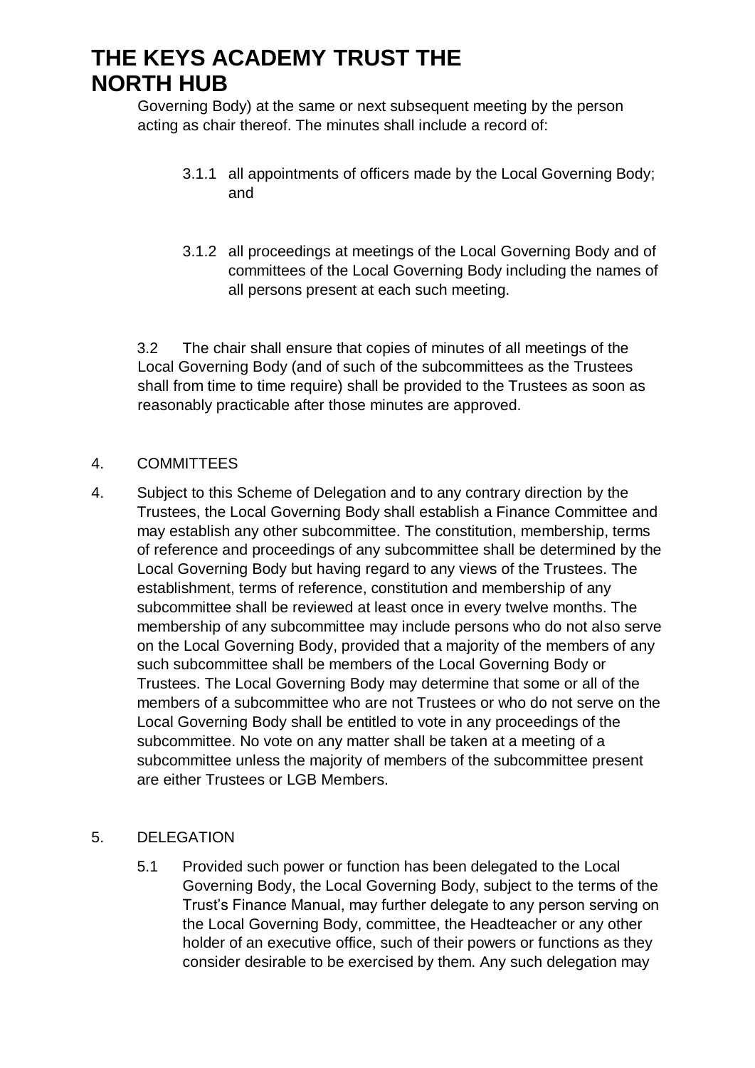Governing Body) at the same or next subsequent meeting by the person acting as chair thereof. The minutes shall include a record of:

3.1.1 all appointments of officers made by the Local Governing Body; and

3.1.2 all proceedings at meetings of the Local Governing Body and of committees of the Local Governing Body including the names of all persons present at each such meeting.

3.2 The chair shall ensure that copies of minutes of all meetings of the Local Governing Body (and of such of the subcommittees as the Trustees shall from time to time require) shall be provided to the Trustees as soon as reasonably practicable after those minutes are approved.

## 4. COMMITTEES

4. Subject to this Scheme of Delegation and to any contrary direction by the Trustees, the Local Governing Body shall establish a Finance Committee and may establish any other subcommittee. The constitution, membership, terms of reference and proceedings of any subcommittee shall be determined by the Local Governing Body but having regard to any views of the Trustees. The establishment, terms of reference, constitution and membership of any subcommittee shall be reviewed at least once in every twelve months. The membership of any subcommittee may include persons who do not also serve on the Local Governing Body, provided that a majority of the members of any such subcommittee shall be members of the Local Governing Body or Trustees. The Local Governing Body may determine that some or all of the members of a subcommittee who are not Trustees or who do not serve on the Local Governing Body shall be entitled to vote in any proceedings of the subcommittee. No vote on any matter shall be taken at a meeting of a subcommittee unless the majority of members of the subcommittee present are either Trustees or LGB Members.

## 5. DELEGATION

5.1 Provided such power or function has been delegated to the Local Governing Body, the Local Governing Body, subject to the terms of the Trust's Finance Manual, may further delegate to any person serving on the Local Governing Body, committee, the Headteacher or any other holder of an executive office, such of their powers or functions as they consider desirable to be exercised by them. Any such delegation may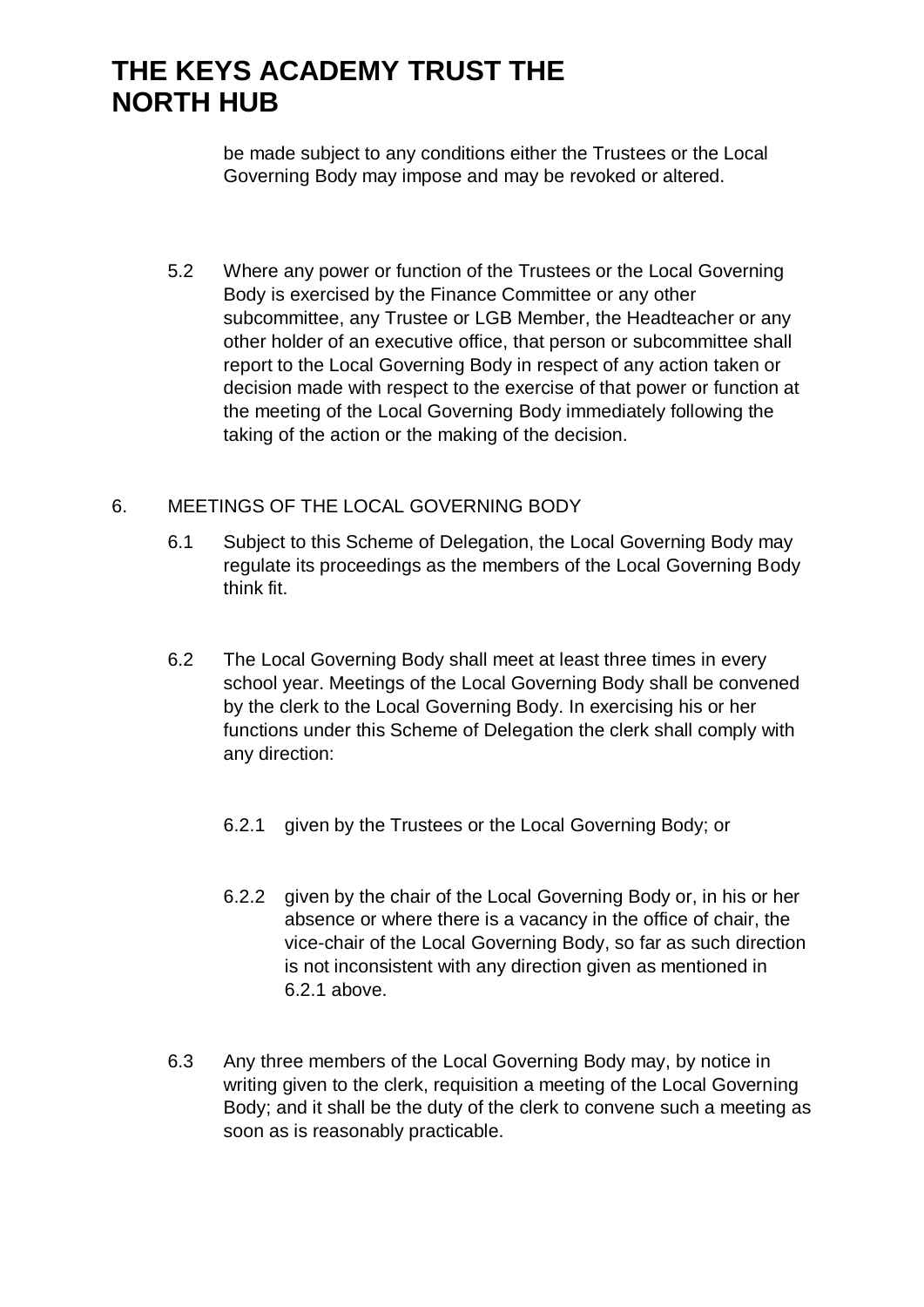be made subject to any conditions either the Trustees or the Local Governing Body may impose and may be revoked or altered.

5.2 Where any power or function of the Trustees or the Local Governing Body is exercised by the Finance Committee or any other subcommittee, any Trustee or LGB Member, the Headteacher or any other holder of an executive office, that person or subcommittee shall report to the Local Governing Body in respect of any action taken or decision made with respect to the exercise of that power or function at the meeting of the Local Governing Body immediately following the taking of the action or the making of the decision.

6. MEETINGS OF THE LOCAL GOVERNING BODY

6.1 Subject to this Scheme of Delegation, the Local Governing Body may regulate its proceedings as the members of the Local Governing Body think fit.

6.2 The Local Governing Body shall meet at least three times in every school year. Meetings of the Local Governing Body shall be convened by the clerk to the Local Governing Body. In exercising his or her functions under this Scheme of Delegation the clerk shall comply with any direction:

6.2.1 given by the Trustees or the Local Governing Body; or

6.2.2 given by the chair of the Local Governing Body or, in his or her absence or where there is a vacancy in the office of chair, the vice-chair of the Local Governing Body, so far as such direction is not inconsistent with any direction given as mentioned in 6.2.1 above.

6.3 Any three members of the Local Governing Body may, by notice in writing given to the clerk, requisition a meeting of the Local Governing Body; and it shall be the duty of the clerk to convene such a meeting as soon as is reasonably practicable.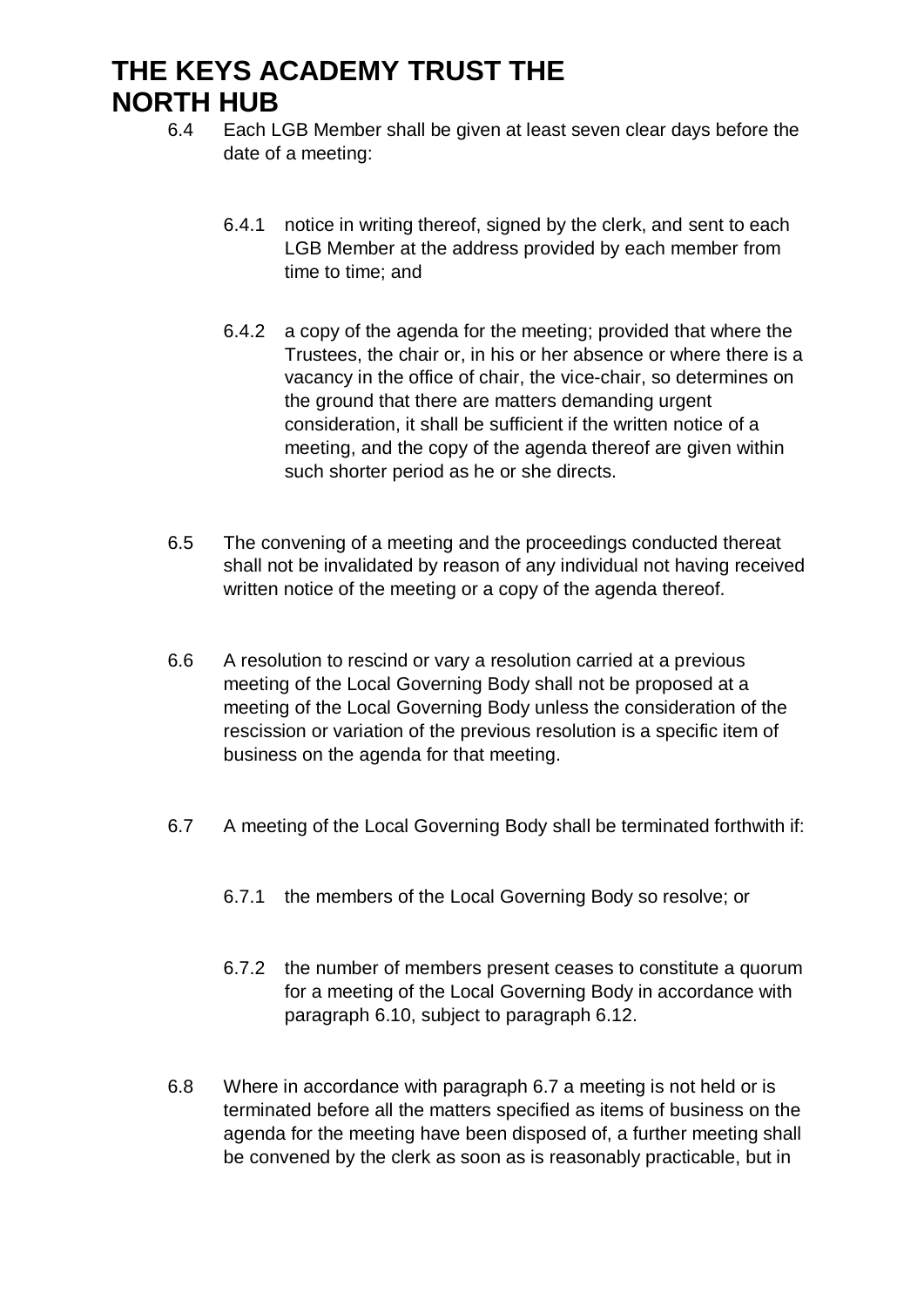6.4 Each LGB Member shall be given at least seven clear days before the date of a meeting:

6.4.1 notice in writing thereof, signed by the clerk, and sent to each LGB Member at the address provided by each member from time to time; and

6.4.2 a copy of the agenda for the meeting; provided that where the Trustees, the chair or, in his or her absence or where there is a vacancy in the office of chair, the vice-chair, so determines on the ground that there are matters demanding urgent consideration, it shall be sufficient if the written notice of a meeting, and the copy of the agenda thereof are given within such shorter period as he or she directs.

6.5 The convening of a meeting and the proceedings conducted thereat shall not be invalidated by reason of any individual not having received written notice of the meeting or a copy of the agenda thereof.

6.6 A resolution to rescind or vary a resolution carried at a previous meeting of the Local Governing Body shall not be proposed at a meeting of the Local Governing Body unless the consideration of the rescission or variation of the previous resolution is a specific item of business on the agenda for that meeting.

6.7 A meeting of the Local Governing Body shall be terminated forthwith if:

6.7.1 the members of the Local Governing Body so resolve; or

6.7.2 the number of members present ceases to constitute a quorum for a meeting of the Local Governing Body in accordance with paragraph 6.10, subject to paragraph 6.12.

6.8 Where in accordance with paragraph 6.7 a meeting is not held or is terminated before all the matters specified as items of business on the agenda for the meeting have been disposed of, a further meeting shall be convened by the clerk as soon as is reasonably practicable, but in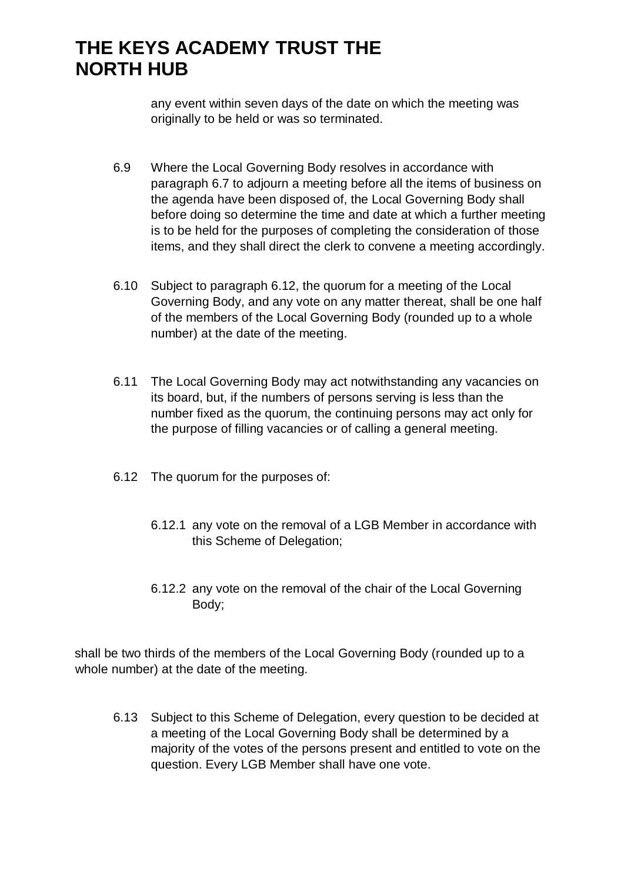any event within seven days of the date on which the meeting was originally to be held or was so terminated.

6.9 Where the Local Governing Body resolves in accordance with paragraph 6.7 to adjourn a meeting before all the items of business on the agenda have been disposed of, the Local Governing Body shall before doing so determine the time and date at which a further meeting is to be held for the purposes of completing the consideration of those items, and they shall direct the clerk to convene a meeting accordingly.

6.10 Subject to paragraph 6.12, the quorum for a meeting of the Local Governing Body, and any vote on any matter thereat, shall be one half of the members of the Local Governing Body (rounded up to a whole number) at the date of the meeting.

6.11 The Local Governing Body may act notwithstanding any vacancies on its board, but, if the numbers of persons serving is less than the number fixed as the quorum, the continuing persons may act only for the purpose of filling vacancies or of calling a general meeting.

6.12 The quorum for the purposes of:

6.12.1 any vote on the removal of a LGB Member in accordance with this Scheme of Delegation;

6.12.2 any vote on the removal of the chair of the Local Governing Body;

shall be two thirds of the members of the Local Governing Body (rounded up to a whole number) at the date of the meeting.

6.13 Subject to this Scheme of Delegation, every question to be decided at a meeting of the Local Governing Body shall be determined by a majority of the votes of the persons present and entitled to vote on the question. Every LGB Member shall have one vote.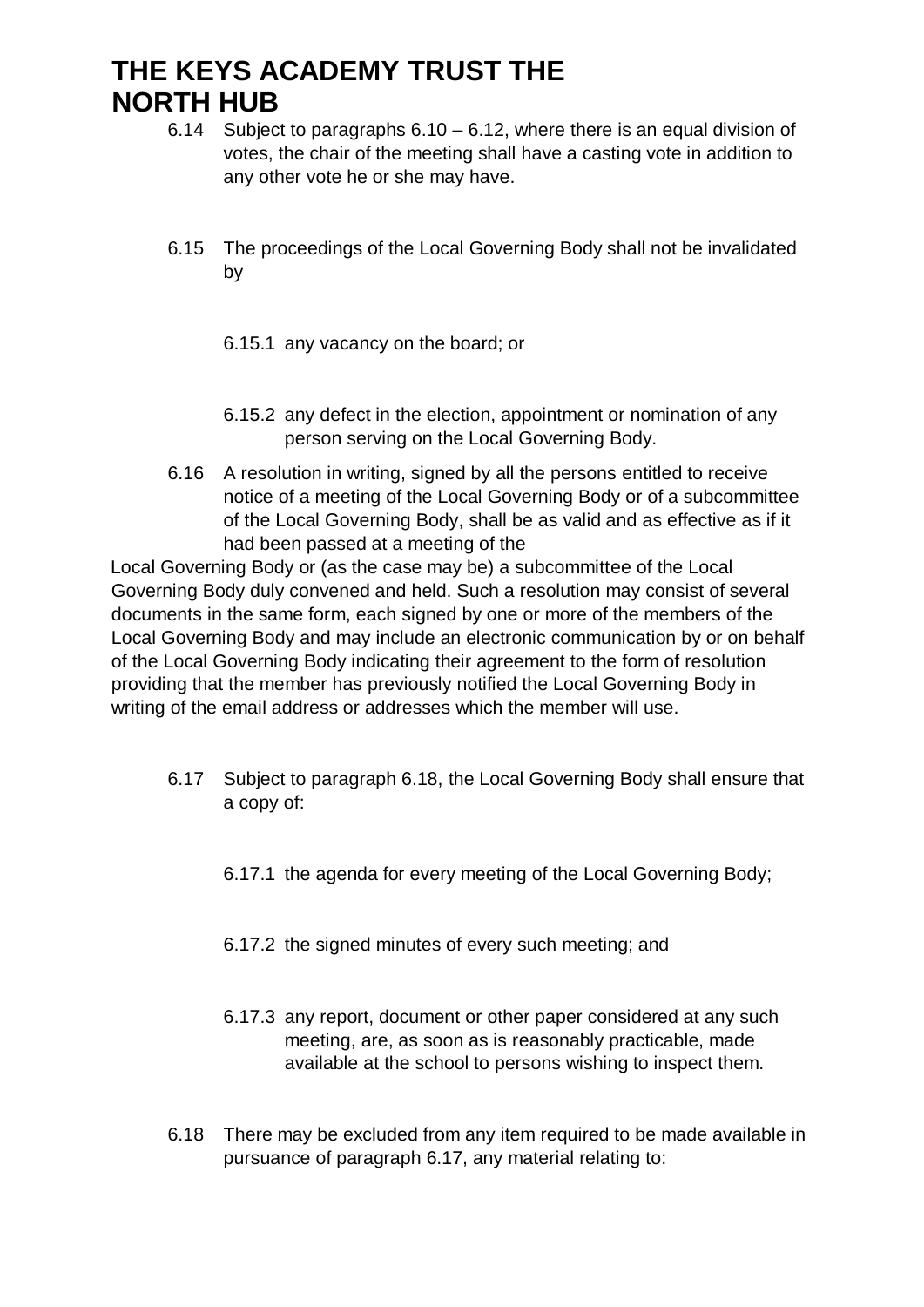6.14 Subject to paragraphs 6.10 – 6.12, where there is an equal division of votes, the chair of the meeting shall have a casting vote in addition to any other vote he or she may have.

6.15 The proceedings of the Local Governing Body shall not be invalidated by

6.15.1 any vacancy on the board; or

6.15.2 any defect in the election, appointment or nomination of any person serving on the Local Governing Body.

6.16 A resolution in writing, signed by all the persons entitled to receive notice of a meeting of the Local Governing Body or of a subcommittee of the Local Governing Body, shall be as valid and as effective as if it had been passed at a meeting of the Local Governing Body or (as the case may be) a subcommittee of the Local Governing Body duly convened and held. Such a resolution may consist of several documents in the same form, each signed by one or more of the members of the Local Governing Body and may include an electronic communication by or on behalf of the Local Governing Body indicating their agreement to the form of resolution providing that the member has previously notified the Local Governing Body in writing of the email address or addresses which the member will use.

6.17 Subject to paragraph 6.18, the Local Governing Body shall ensure that a copy of:

6.17.1 the agenda for every meeting of the Local Governing Body;

6.17.2 the signed minutes of every such meeting; and

6.17.3 any report, document or other paper considered at any such meeting, are, as soon as is reasonably practicable, made available at the school to persons wishing to inspect them.

6.18 There may be excluded from any item required to be made available in pursuance of paragraph 6.17, any material relating to: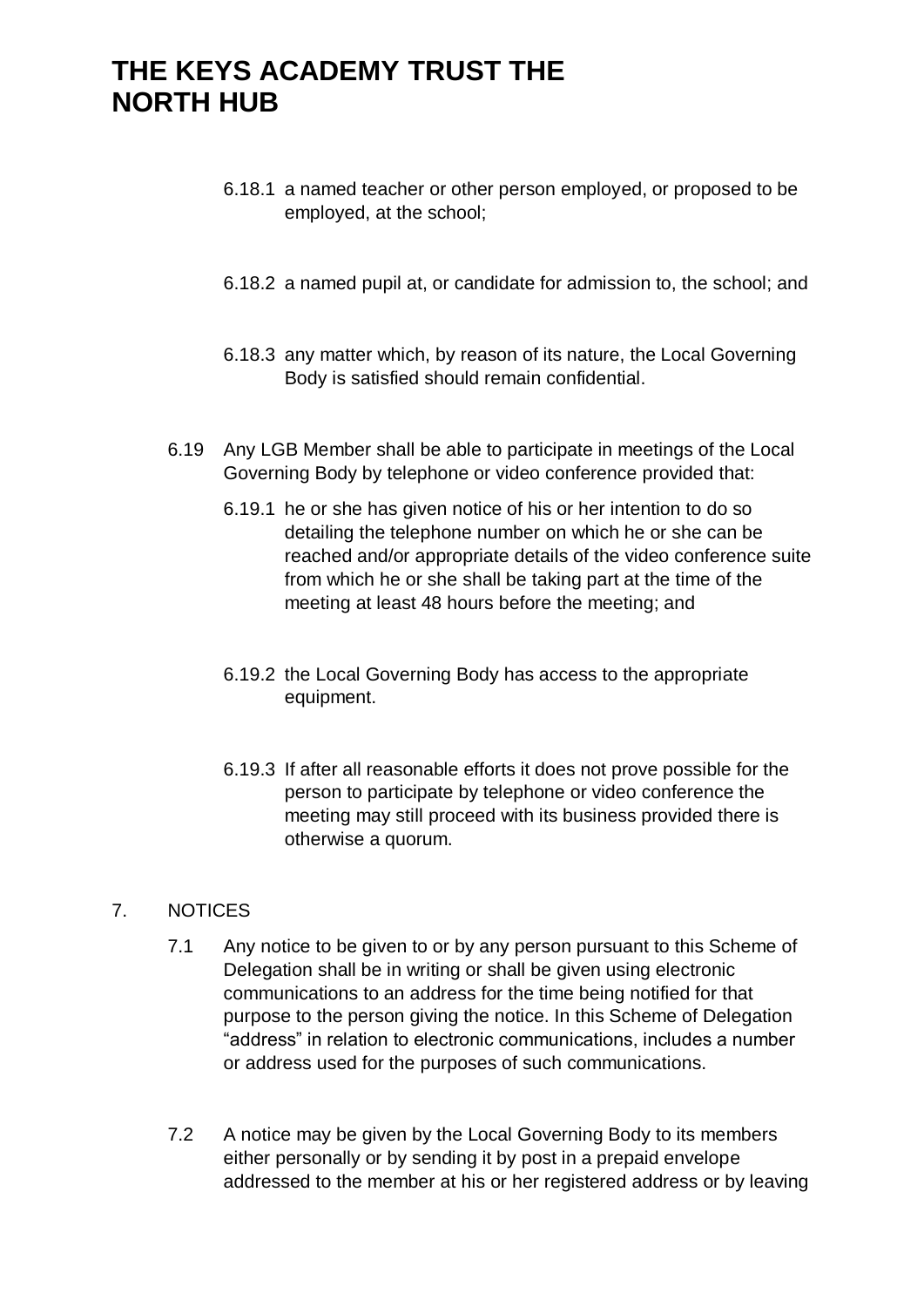6.18.1 a named teacher or other person employed, or proposed to be employed, at the school;

6.18.2 a named pupil at, or candidate for admission to, the school; and

6.18.3 any matter which, by reason of its nature, the Local Governing Body is satisfied should remain confidential.

6.19 Any LGB Member shall be able to participate in meetings of the Local Governing Body by telephone or video conference provided that:

6.19.1 he or she has given notice of his or her intention to do so detailing the telephone number on which he or she can be reached and/or appropriate details of the video conference suite from which he or she shall be taking part at the time of the meeting at least 48 hours before the meeting; and

6.19.2 the Local Governing Body has access to the appropriate equipment.

6.19.3 If after all reasonable efforts it does not prove possible for the person to participate by telephone or video conference the meeting may still proceed with its business provided there is otherwise a quorum.

7. NOTICES

7.1 Any notice to be given to or by any person pursuant to this Scheme of Delegation shall be in writing or shall be given using electronic communications to an address for the time being notified for that purpose to the person giving the notice. In this Scheme of Delegation "address" in relation to electronic communications, includes a number or address used for the purposes of such communications.

7.2 A notice may be given by the Local Governing Body to its members either personally or by sending it by post in a prepaid envelope addressed to the member at his or her registered address or by leaving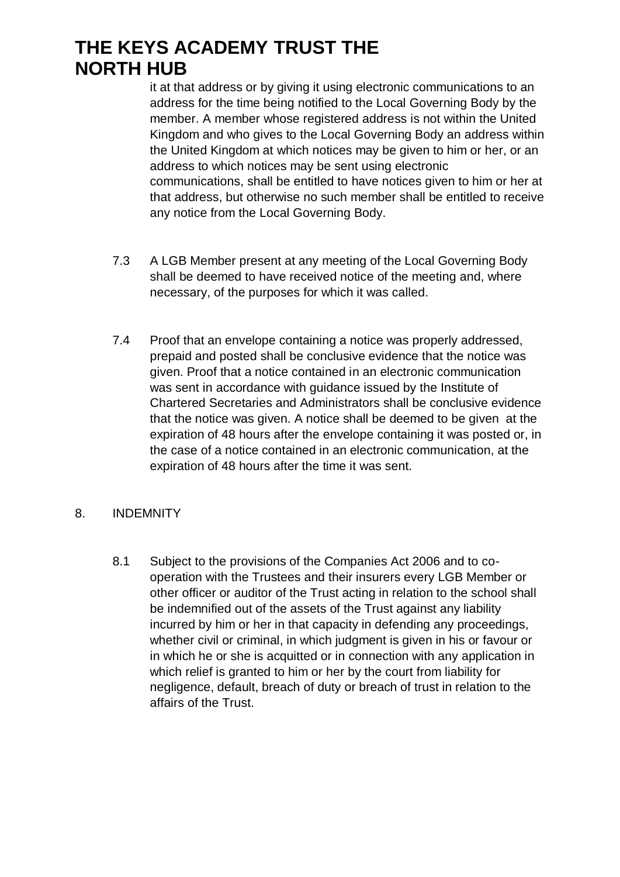it at that address or by giving it using electronic communications to an address for the time being notified to the Local Governing Body by the member. A member whose registered address is not within the United Kingdom and who gives to the Local Governing Body an address within the United Kingdom at which notices may be given to him or her, or an address to which notices may be sent using electronic communications, shall be entitled to have notices given to him or her at that address, but otherwise no such member shall be entitled to receive any notice from the Local Governing Body.

7.3 A LGB Member present at any meeting of the Local Governing Body shall be deemed to have received notice of the meeting and, where necessary, of the purposes for which it was called.

7.4 Proof that an envelope containing a notice was properly addressed, prepaid and posted shall be conclusive evidence that the notice was given. Proof that a notice contained in an electronic communication was sent in accordance with guidance issued by the Institute of Chartered Secretaries and Administrators shall be conclusive evidence that the notice was given. A notice shall be deemed to be given at the expiration of 48 hours after the envelope containing it was posted or, in the case of a notice contained in an electronic communication, at the expiration of 48 hours after the time it was sent.

8. INDEMNITY

8.1 Subject to the provisions of the Companies Act 2006 and to co-operation with the Trustees and their insurers every LGB Member or other officer or auditor of the Trust acting in relation to the school shall be indemnified out of the assets of the Trust against any liability incurred by him or her in that capacity in defending any proceedings, whether civil or criminal, in which judgment is given in his or favour or in which he or she is acquitted or in connection with any application in which relief is granted to him or her by the court from liability for negligence, default, breach of duty or breach of trust in relation to the affairs of the Trust.